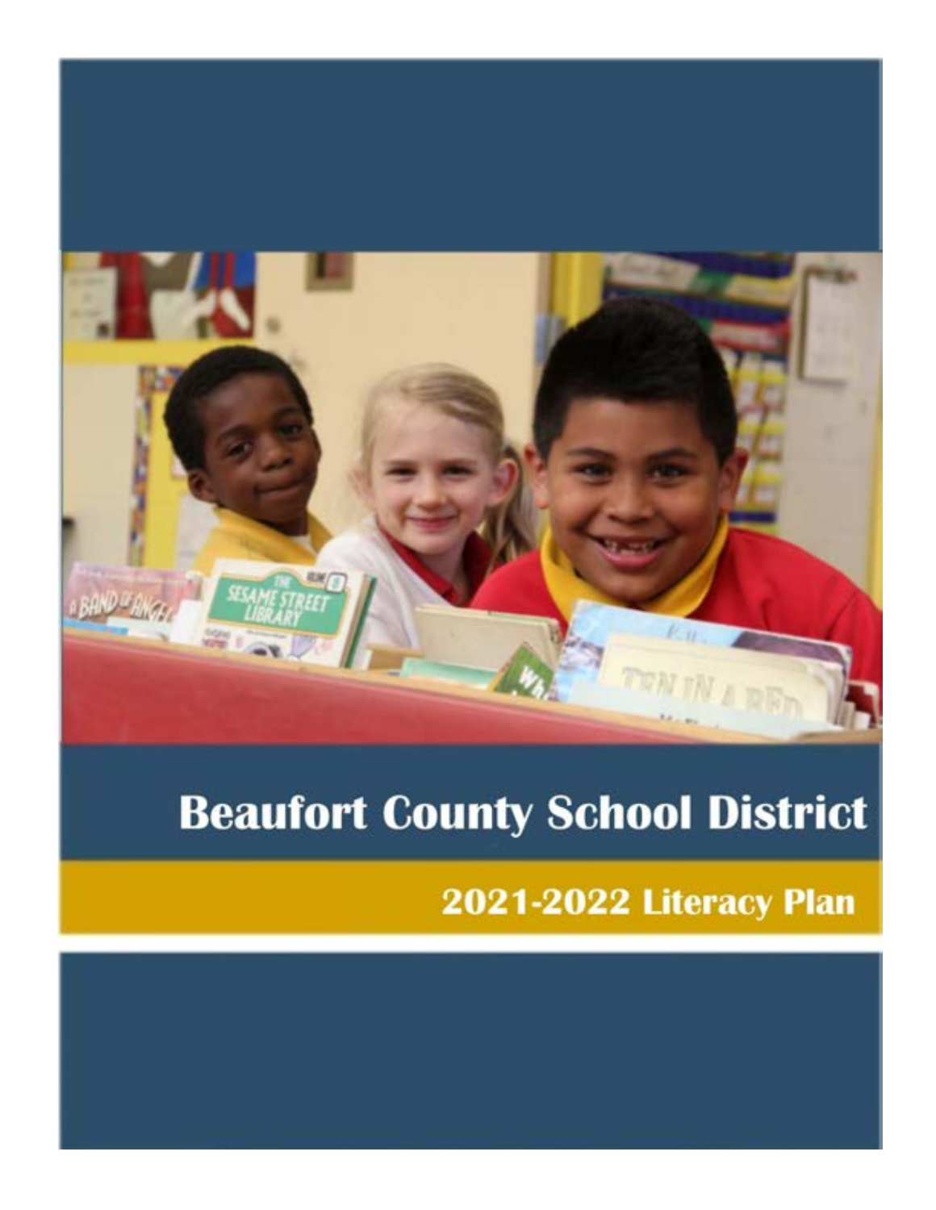# Beaufort County School District

## 2021-2022 Literacy Plan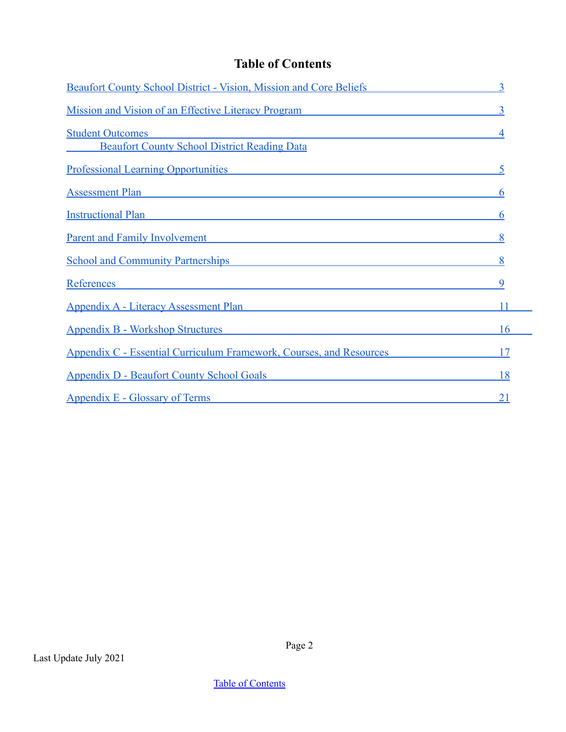# Table of Contents

| | |
|---|---|
| Beaufort County School District - Vision, Mission and Core Beliefs | 3 |
| Mission and Vision of an Effective Literacy Program | 3 |
| Student Outcomes | 4 |
| Beaufort County School District Reading Data | |
| Professional Learning Opportunities | 5 |
| Assessment Plan | 6 |
| Instructional Plan | 6 |
| Parent and Family Involvement | 8 |
| School and Community Partnerships | 8 |
| References | 9 |
| Appendix A - Literacy Assessment Plan | 11 |
| Appendix B - Workshop Structures | 16 |
| Appendix C - Essential Curriculum Framework, Courses, and Resources | 17 |
| Appendix D - Beaufort County School Goals | 18 |
| Appendix E - Glossary of Terms | 21 |

Last Update July 2021

Table of Contents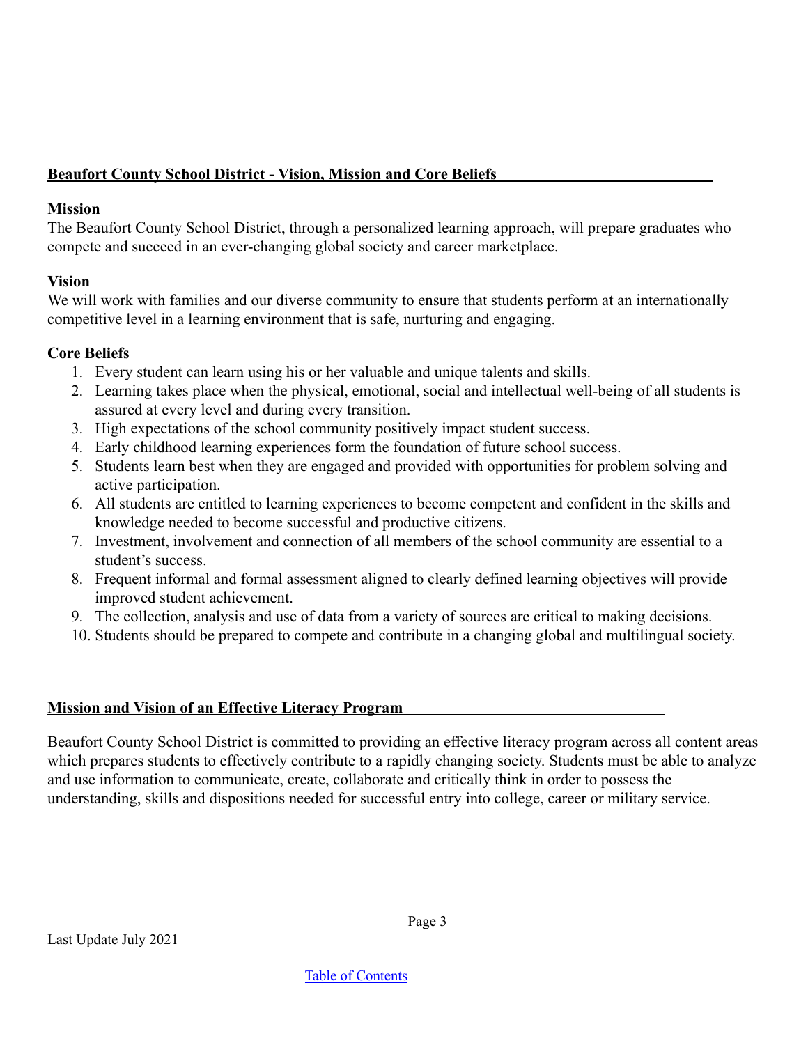## Beaufort County School District - Vision, Mission and Core Beliefs

### Mission

The Beaufort County School District, through a personalized learning approach, will prepare graduates who compete and succeed in an ever-changing global society and career marketplace.

### Vision

We will work with families and our diverse community to ensure that students perform at an internationally competitive level in a learning environment that is safe, nurturing and engaging.

### Core Beliefs

1. Every student can learn using his or her valuable and unique talents and skills.
2. Learning takes place when the physical, emotional, social and intellectual well-being of all students is assured at every level and during every transition.
3. High expectations of the school community positively impact student success.
4. Early childhood learning experiences form the foundation of future school success.
5. Students learn best when they are engaged and provided with opportunities for problem solving and active participation.
6. All students are entitled to learning experiences to become competent and confident in the skills and knowledge needed to become successful and productive citizens.
7. Investment, involvement and connection of all members of the school community are essential to a student's success.
8. Frequent informal and formal assessment aligned to clearly defined learning objectives will provide improved student achievement.
9. The collection, analysis and use of data from a variety of sources are critical to making decisions.
10. Students should be prepared to compete and contribute in a changing global and multilingual society.

## Mission and Vision of an Effective Literacy Program

Beaufort County School District is committed to providing an effective literacy program across all content areas which prepares students to effectively contribute to a rapidly changing society. Students must be able to analyze and use information to communicate, create, collaborate and critically think in order to possess the understanding, skills and dispositions needed for successful entry into college, career or military service.

Last Update July 2021

Table of Contents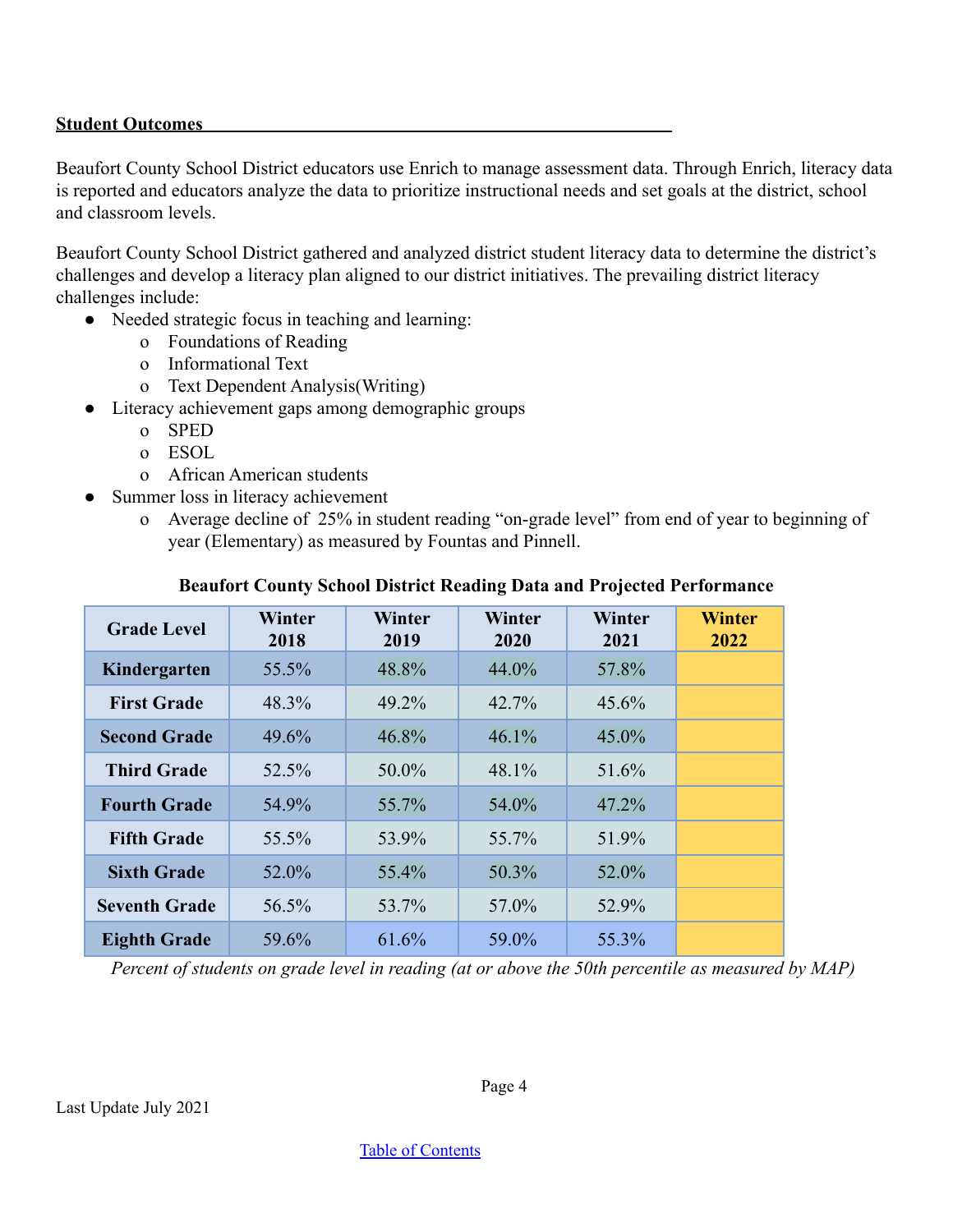**Student Outcomes**

Beaufort County School District educators use Enrich to manage assessment data. Through Enrich, literacy data is reported and educators analyze the data to prioritize instructional needs and set goals at the district, school and classroom levels.

Beaufort County School District gathered and analyzed district student literacy data to determine the district's challenges and develop a literacy plan aligned to our district initiatives. The prevailing district literacy challenges include:

- Needed strategic focus in teaching and learning:
  - Foundations of Reading
  - Informational Text
  - Text Dependent Analysis(Writing)
- Literacy achievement gaps among demographic groups
  - SPED
  - ESOL
  - African American students
- Summer loss in literacy achievement
  - Average decline of 25% in student reading "on-grade level" from end of year to beginning of year (Elementary) as measured by Fountas and Pinnell.

**Beaufort County School District Reading Data and Projected Performance**

| Grade Level | Winter 2018 | Winter 2019 | Winter 2020 | Winter 2021 | Winter 2022 |
|---|---|---|---|---|---|
| Kindergarten | 55.5% | 48.8% | 44.0% | 57.8% | |
| First Grade | 48.3% | 49.2% | 42.7% | 45.6% | |
| Second Grade | 49.6% | 46.8% | 46.1% | 45.0% | |
| Third Grade | 52.5% | 50.0% | 48.1% | 51.6% | |
| Fourth Grade | 54.9% | 55.7% | 54.0% | 47.2% | |
| Fifth Grade | 55.5% | 53.9% | 55.7% | 51.9% | |
| Sixth Grade | 52.0% | 55.4% | 50.3% | 52.0% | |
| Seventh Grade | 56.5% | 53.7% | 57.0% | 52.9% | |
| Eighth Grade | 59.6% | 61.6% | 59.0% | 55.3% | |

*Percent of students on grade level in reading (at or above the 50th percentile as measured by MAP)*

Last Update July 2021

Table of Contents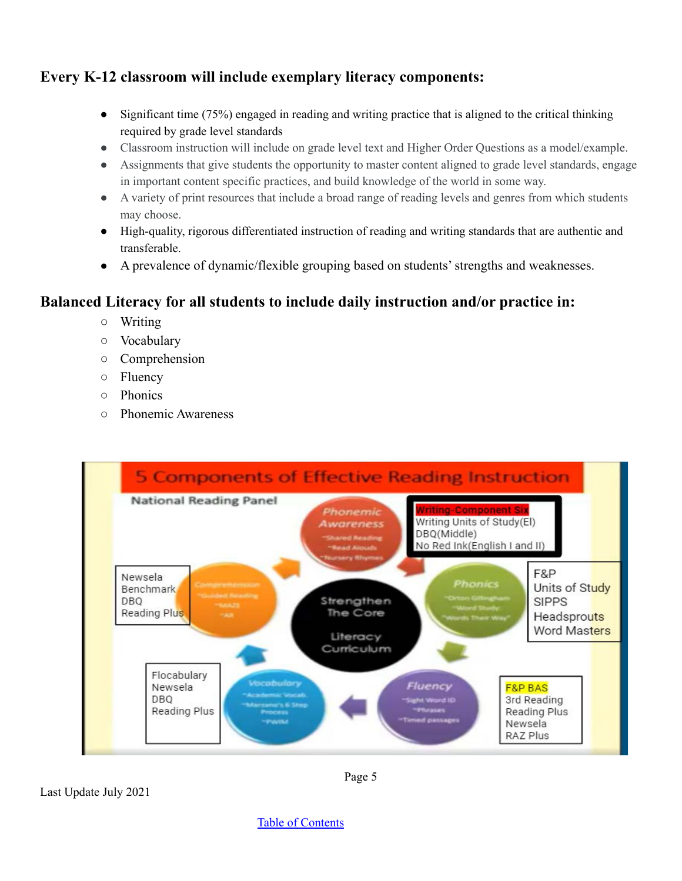## Every K-12 classroom will include exemplary literacy components:

- Significant time (75%) engaged in reading and writing practice that is aligned to the critical thinking required by grade level standards
- Classroom instruction will include on grade level text and Higher Order Questions as a model/example.
- Assignments that give students the opportunity to master content aligned to grade level standards, engage in important content specific practices, and build knowledge of the world in some way.
- A variety of print resources that include a broad range of reading levels and genres from which students may choose.
- High-quality, rigorous differentiated instruction of reading and writing standards that are authentic and transferable.
- A prevalence of dynamic/flexible grouping based on students' strengths and weaknesses.

## Balanced Literacy for all students to include daily instruction and/or practice in:

- Writing
- Vocabulary
- Comprehension
- Fluency
- Phonics
- Phonemic Awareness

**5 Components of Effective Reading Instruction**

National Reading Panel

Strengthen The Core Literacy Curriculum

- **Phonemic Awareness** — ~Shared Reading, ~Read Alouds, ~Nursery Rhymes
- **Writing-Component Six** — Writing Units of Study(El), DBQ(Middle), No Red Ink(English I and II)
- **Phonics** — ~Orton Gillingham, ~Word Study, ~Words Their Way — F&P, Units of Study, SIPPS, Headsprouts, Word Masters
- **Fluency** — ~Sight Word ID, ~Phrases, ~Timed passages — F&P BAS, 3rd Reading, Reading Plus, Newsela, RAZ Plus
- **Vocabulary** — ~Academic Vocab., ~Marzano's 6 Step Process, ~PWIM — Flocabulary, Newsela, DBQ, Reading Plus
- **Comprehension** — ~Guided Reading, ~MAZE, ~AR — Newsela, Benchmark, DBQ, Reading Plus

Last Update July 2021

[Table of Contents](#)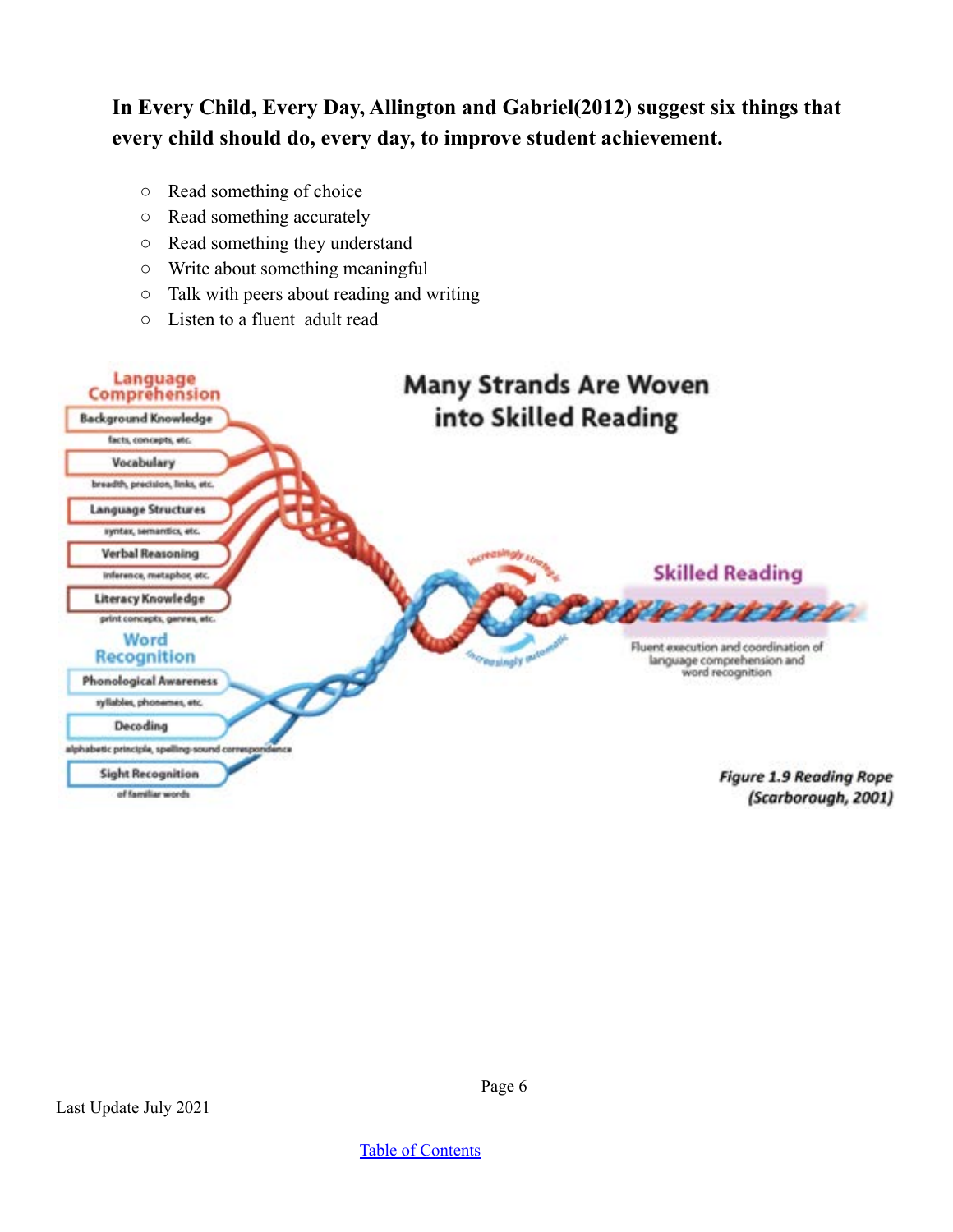**In Every Child, Every Day, Allington and Gabriel(2012) suggest six things that every child should do, every day, to improve student achievement.**

- Read something of choice
- Read something accurately
- Read something they understand
- Write about something meaningful
- Talk with peers about reading and writing
- Listen to a fluent adult read

**Many Strands Are Woven into Skilled Reading**

**Language Comprehension**

- Background Knowledge (facts, concepts, etc.)
- Vocabulary (breadth, precision, links, etc.)
- Language Structures (syntax, semantics, etc.)
- Verbal Reasoning (inference, metaphor, etc.)
- Literacy Knowledge (print concepts, genres, etc.)

**Word Recognition**

- Phonological Awareness (syllables, phonemes, etc.)
- Decoding (alphabetic principle, spelling-sound correspondence)
- Sight Recognition (of familiar words)

increasingly strategic

increasingly automatic

**Skilled Reading**

Fluent execution and coordination of language comprehension and word recognition

*Figure 1.9 Reading Rope (Scarborough, 2001)*

Last Update July 2021

Table of Contents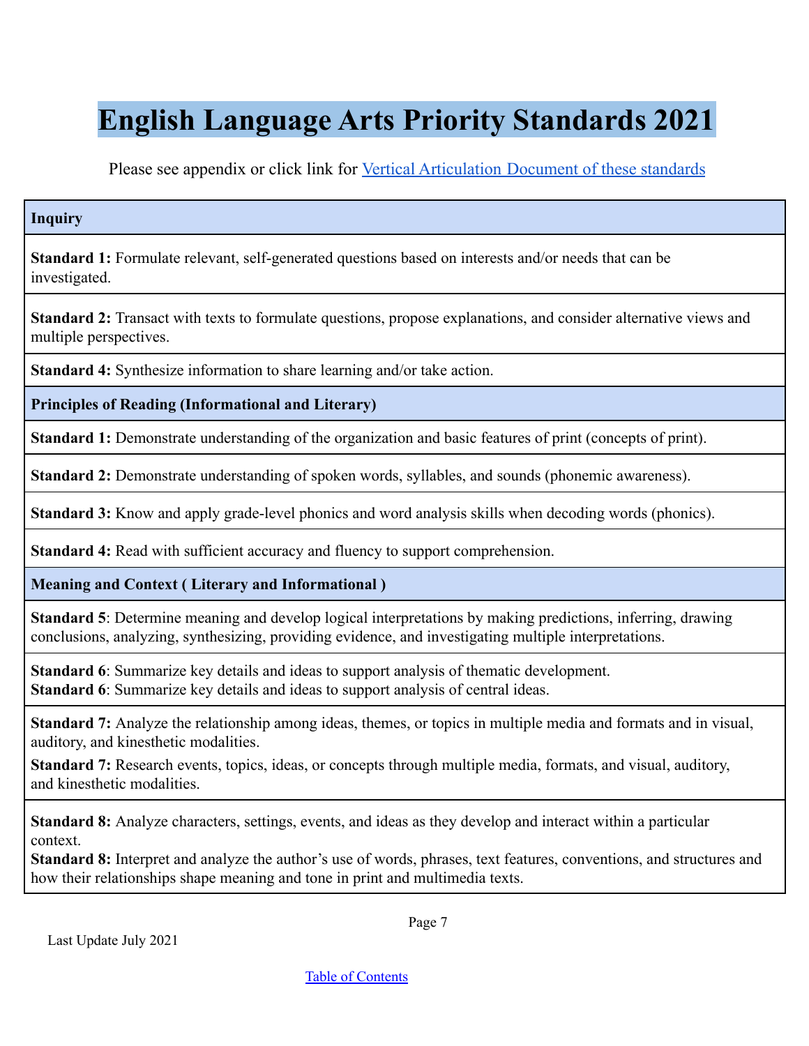# English Language Arts Priority Standards 2021

Please see appendix or click link for Vertical Articulation Document of these standards

| **Inquiry** |
|---|
| **Standard 1:** Formulate relevant, self-generated questions based on interests and/or needs that can be investigated. |
| **Standard 2:** Transact with texts to formulate questions, propose explanations, and consider alternative views and multiple perspectives. |
| **Standard 4:** Synthesize information to share learning and/or take action. |
| **Principles of Reading (Informational and Literary)** |
| **Standard 1:** Demonstrate understanding of the organization and basic features of print (concepts of print). |
| **Standard 2:** Demonstrate understanding of spoken words, syllables, and sounds (phonemic awareness). |
| **Standard 3:** Know and apply grade-level phonics and word analysis skills when decoding words (phonics). |
| **Standard 4:** Read with sufficient accuracy and fluency to support comprehension. |
| **Meaning and Context ( Literary and Informational )** |
| **Standard 5**: Determine meaning and develop logical interpretations by making predictions, inferring, drawing conclusions, analyzing, synthesizing, providing evidence, and investigating multiple interpretations. |
| **Standard 6**: Summarize key details and ideas to support analysis of thematic development. **Standard 6**: Summarize key details and ideas to support analysis of central ideas. |
| **Standard 7:** Analyze the relationship among ideas, themes, or topics in multiple media and formats and in visual, auditory, and kinesthetic modalities. **Standard 7:** Research events, topics, ideas, or concepts through multiple media, formats, and visual, auditory, and kinesthetic modalities. |
| **Standard 8:** Analyze characters, settings, events, and ideas as they develop and interact within a particular context. **Standard 8:** Interpret and analyze the author's use of words, phrases, text features, conventions, and structures and how their relationships shape meaning and tone in print and multimedia texts. |

Last Update July 2021

Table of Contents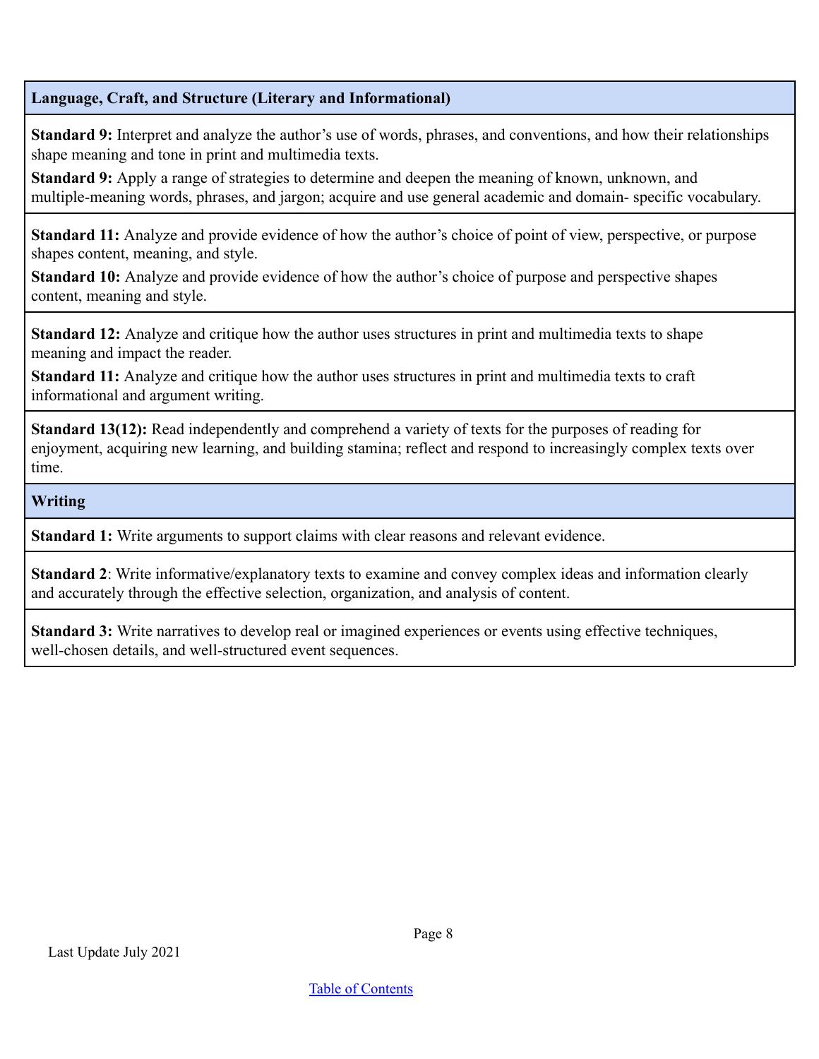| Language, Craft, and Structure (Literary and Informational) |
|---|
| **Standard 9:** Interpret and analyze the author's use of words, phrases, and conventions, and how their relationships shape meaning and tone in print and multimedia texts.<br>**Standard 9:** Apply a range of strategies to determine and deepen the meaning of known, unknown, and multiple-meaning words, phrases, and jargon; acquire and use general academic and domain- specific vocabulary. |
| **Standard 11:** Analyze and provide evidence of how the author's choice of point of view, perspective, or purpose shapes content, meaning, and style.<br>**Standard 10:** Analyze and provide evidence of how the author's choice of purpose and perspective shapes content, meaning and style. |
| **Standard 12:** Analyze and critique how the author uses structures in print and multimedia texts to shape meaning and impact the reader.<br>**Standard 11:** Analyze and critique how the author uses structures in print and multimedia texts to craft informational and argument writing. |
| **Standard 13(12):** Read independently and comprehend a variety of texts for the purposes of reading for enjoyment, acquiring new learning, and building stamina; reflect and respond to increasingly complex texts over time. |

| Writing |
|---|
| **Standard 1:** Write arguments to support claims with clear reasons and relevant evidence. |
| **Standard 2**: Write informative/explanatory texts to examine and convey complex ideas and information clearly and accurately through the effective selection, organization, and analysis of content. |
| **Standard 3:** Write narratives to develop real or imagined experiences or events using effective techniques, well-chosen details, and well-structured event sequences. |

Last Update July 2021

[Table of Contents]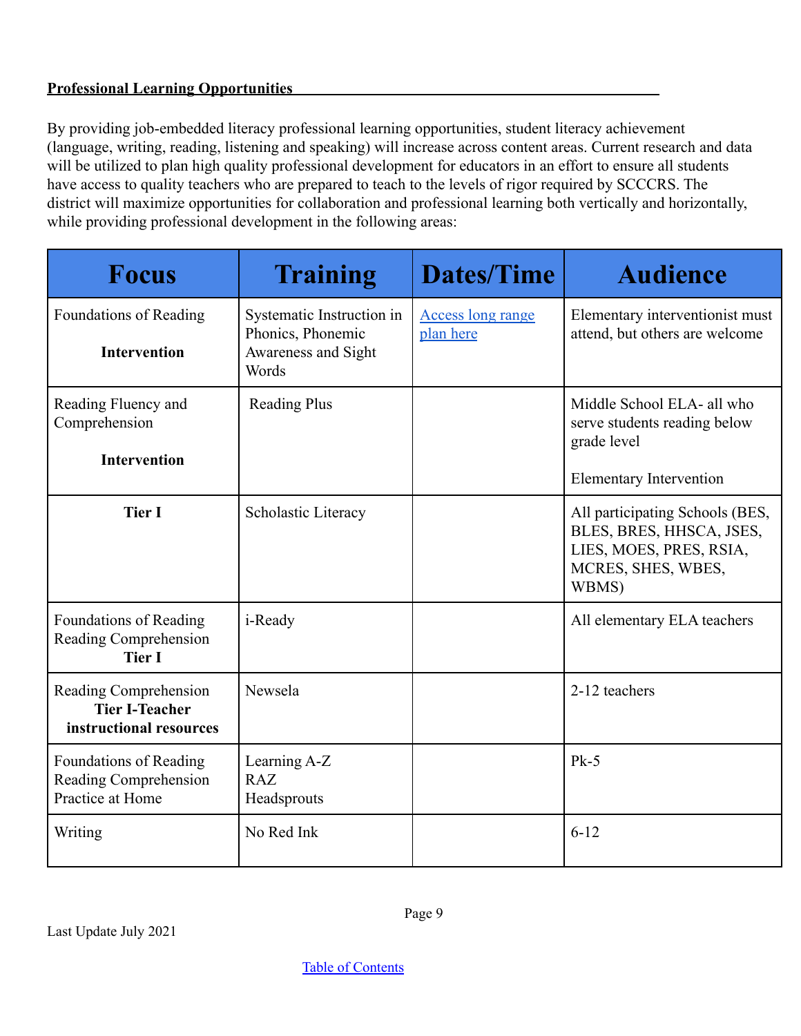**Professional Learning Opportunities**

By providing job-embedded literacy professional learning opportunities, student literacy achievement (language, writing, reading, listening and speaking) will increase across content areas. Current research and data will be utilized to plan high quality professional development for educators in an effort to ensure all students have access to quality teachers who are prepared to teach to the levels of rigor required by SCCCRS. The district will maximize opportunities for collaboration and professional learning both vertically and horizontally, while providing professional development in the following areas:

| Focus | Training | Dates/Time | Audience |
|---|---|---|---|
| Foundations of Reading<br><br>**Intervention** | Systematic Instruction in Phonics, Phonemic Awareness and Sight Words | Access long range plan here | Elementary interventionist must attend, but others are welcome |
| Reading Fluency and Comprehension<br><br>**Intervention** | Reading Plus | | Middle School ELA- all who serve students reading below grade level<br><br>Elementary Intervention |
| **Tier I** | Scholastic Literacy | | All participating Schools (BES, BLES, BRES, HHSCA, JSES, LIES, MOES, PRES, RSIA, MCRES, SHES, WBES, WBMS) |
| Foundations of Reading<br>Reading Comprehension<br>**Tier I** | i-Ready | | All elementary ELA teachers |
| Reading Comprehension<br>**Tier I-Teacher instructional resources** | Newsela | | 2-12 teachers |
| Foundations of Reading<br>Reading Comprehension<br>Practice at Home | Learning A-Z<br>RAZ<br>Headsprouts | | Pk-5 |
| Writing | No Red Ink | | 6-12 |

Last Update July 2021

Table of Contents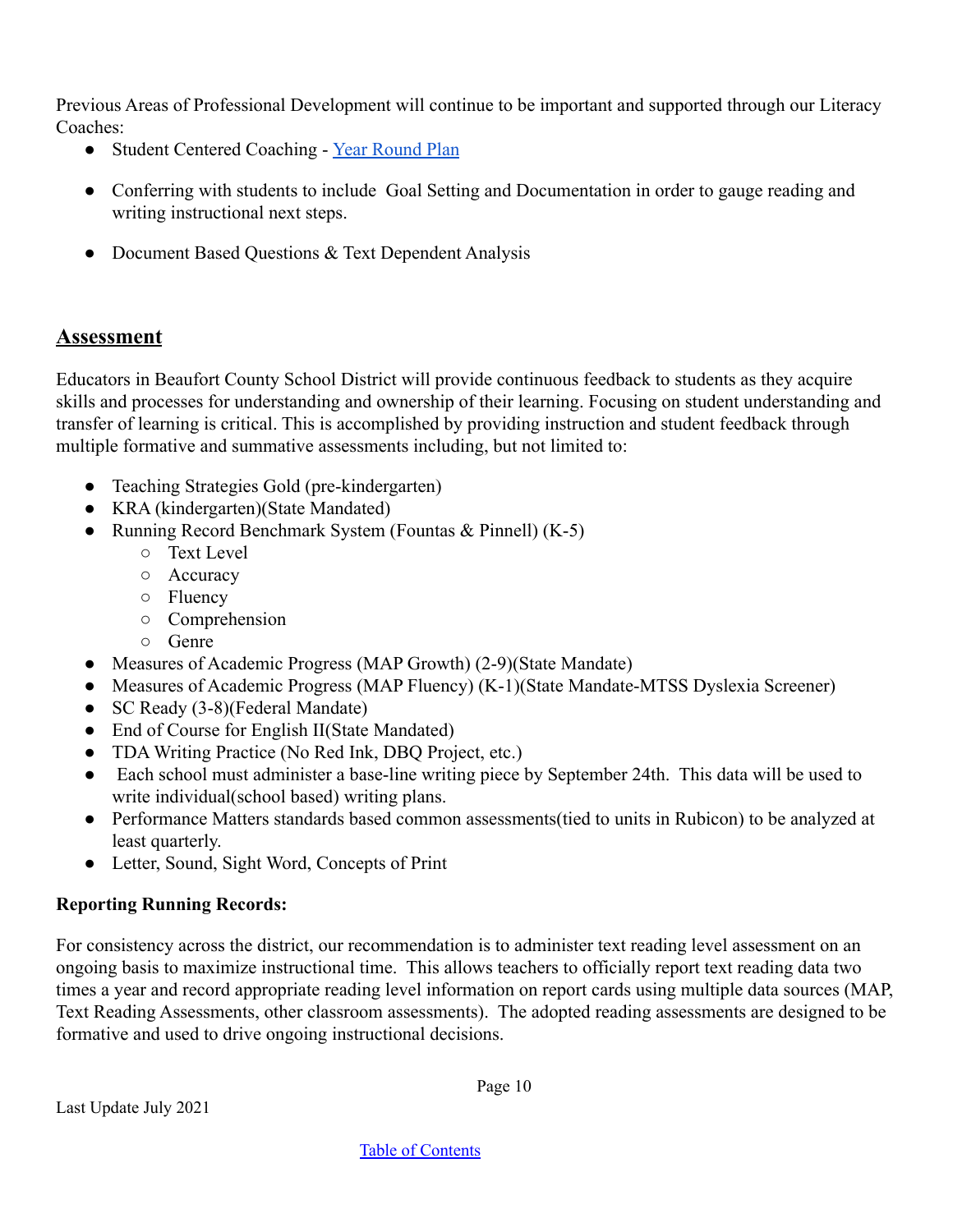Previous Areas of Professional Development will continue to be important and supported through our Literacy Coaches:

- Student Centered Coaching - [Year Round Plan]
- Conferring with students to include Goal Setting and Documentation in order to gauge reading and writing instructional next steps.
- Document Based Questions & Text Dependent Analysis

## Assessment

Educators in Beaufort County School District will provide continuous feedback to students as they acquire skills and processes for understanding and ownership of their learning. Focusing on student understanding and transfer of learning is critical. This is accomplished by providing instruction and student feedback through multiple formative and summative assessments including, but not limited to:

- Teaching Strategies Gold (pre-kindergarten)
- KRA (kindergarten)(State Mandated)
- Running Record Benchmark System (Fountas & Pinnell) (K-5)
  - Text Level
  - Accuracy
  - Fluency
  - Comprehension
  - Genre
- Measures of Academic Progress (MAP Growth) (2-9)(State Mandate)
- Measures of Academic Progress (MAP Fluency) (K-1)(State Mandate-MTSS Dyslexia Screener)
- SC Ready (3-8)(Federal Mandate)
- End of Course for English II(State Mandated)
- TDA Writing Practice (No Red Ink, DBQ Project, etc.)
- Each school must administer a base-line writing piece by September 24th. This data will be used to write individual(school based) writing plans.
- Performance Matters standards based common assessments(tied to units in Rubicon) to be analyzed at least quarterly.
- Letter, Sound, Sight Word, Concepts of Print

**Reporting Running Records:**

For consistency across the district, our recommendation is to administer text reading level assessment on an ongoing basis to maximize instructional time. This allows teachers to officially report text reading data two times a year and record appropriate reading level information on report cards using multiple data sources (MAP, Text Reading Assessments, other classroom assessments). The adopted reading assessments are designed to be formative and used to drive ongoing instructional decisions.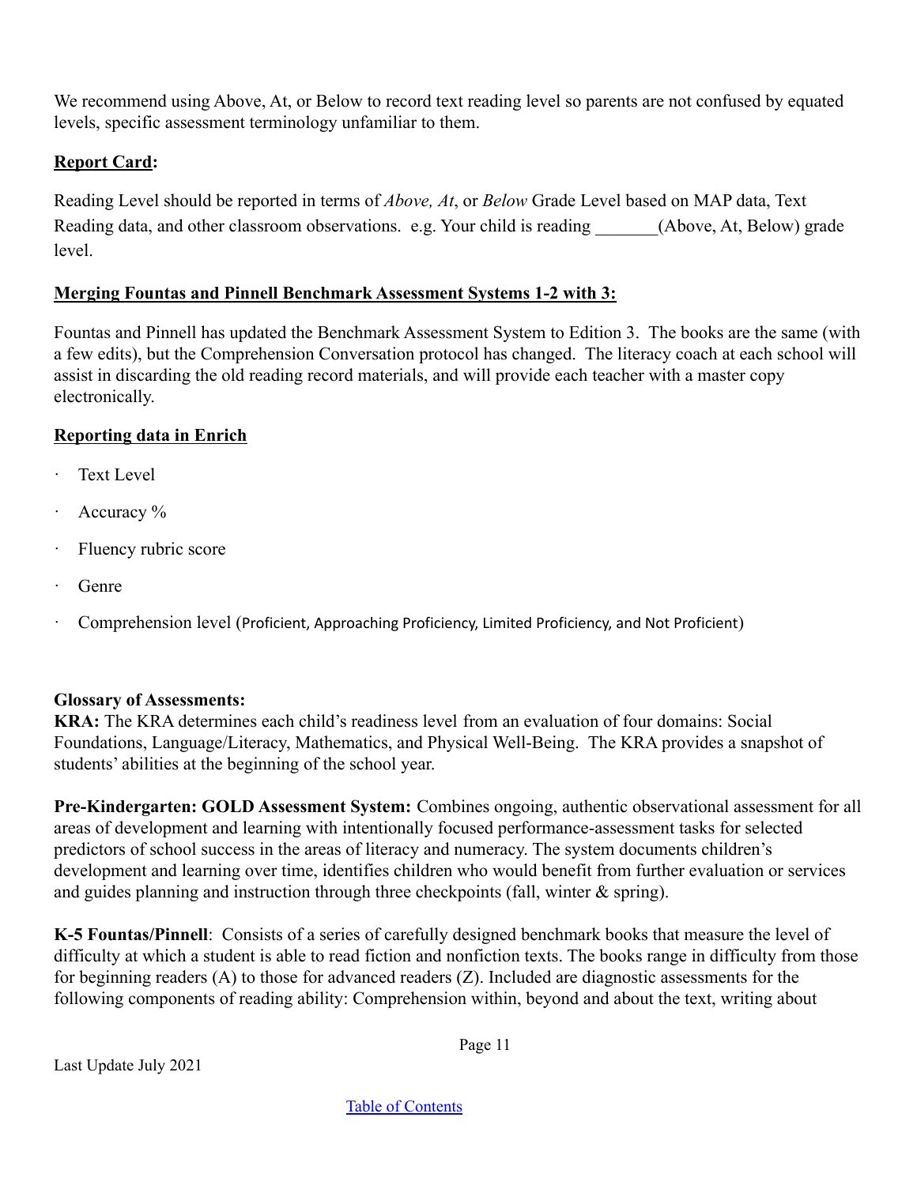We recommend using Above, At, or Below to record text reading level so parents are not confused by equated levels, specific assessment terminology unfamiliar to them.

**Report Card:**

Reading Level should be reported in terms of *Above, At*, or *Below* Grade Level based on MAP data, Text Reading data, and other classroom observations. e.g. Your child is reading _______(Above, At, Below) grade level.

**Merging Fountas and Pinnell Benchmark Assessment Systems 1-2 with 3:**

Fountas and Pinnell has updated the Benchmark Assessment System to Edition 3. The books are the same (with a few edits), but the Comprehension Conversation protocol has changed. The literacy coach at each school will assist in discarding the old reading record materials, and will provide each teacher with a master copy electronically.

**Reporting data in Enrich**

- Text Level
- Accuracy %
- Fluency rubric score
- Genre
- Comprehension level (Proficient, Approaching Proficiency, Limited Proficiency, and Not Proficient)

**Glossary of Assessments:**

**KRA:** The KRA determines each child's readiness level from an evaluation of four domains: Social Foundations, Language/Literacy, Mathematics, and Physical Well-Being. The KRA provides a snapshot of students' abilities at the beginning of the school year.

**Pre-Kindergarten: GOLD Assessment System:** Combines ongoing, authentic observational assessment for all areas of development and learning with intentionally focused performance-assessment tasks for selected predictors of school success in the areas of literacy and numeracy. The system documents children's development and learning over time, identifies children who would benefit from further evaluation or services and guides planning and instruction through three checkpoints (fall, winter & spring).

**K-5 Fountas/Pinnell**: Consists of a series of carefully designed benchmark books that measure the level of difficulty at which a student is able to read fiction and nonfiction texts. The books range in difficulty from those for beginning readers (A) to those for advanced readers (Z). Included are diagnostic assessments for the following components of reading ability: Comprehension within, beyond and about the text, writing about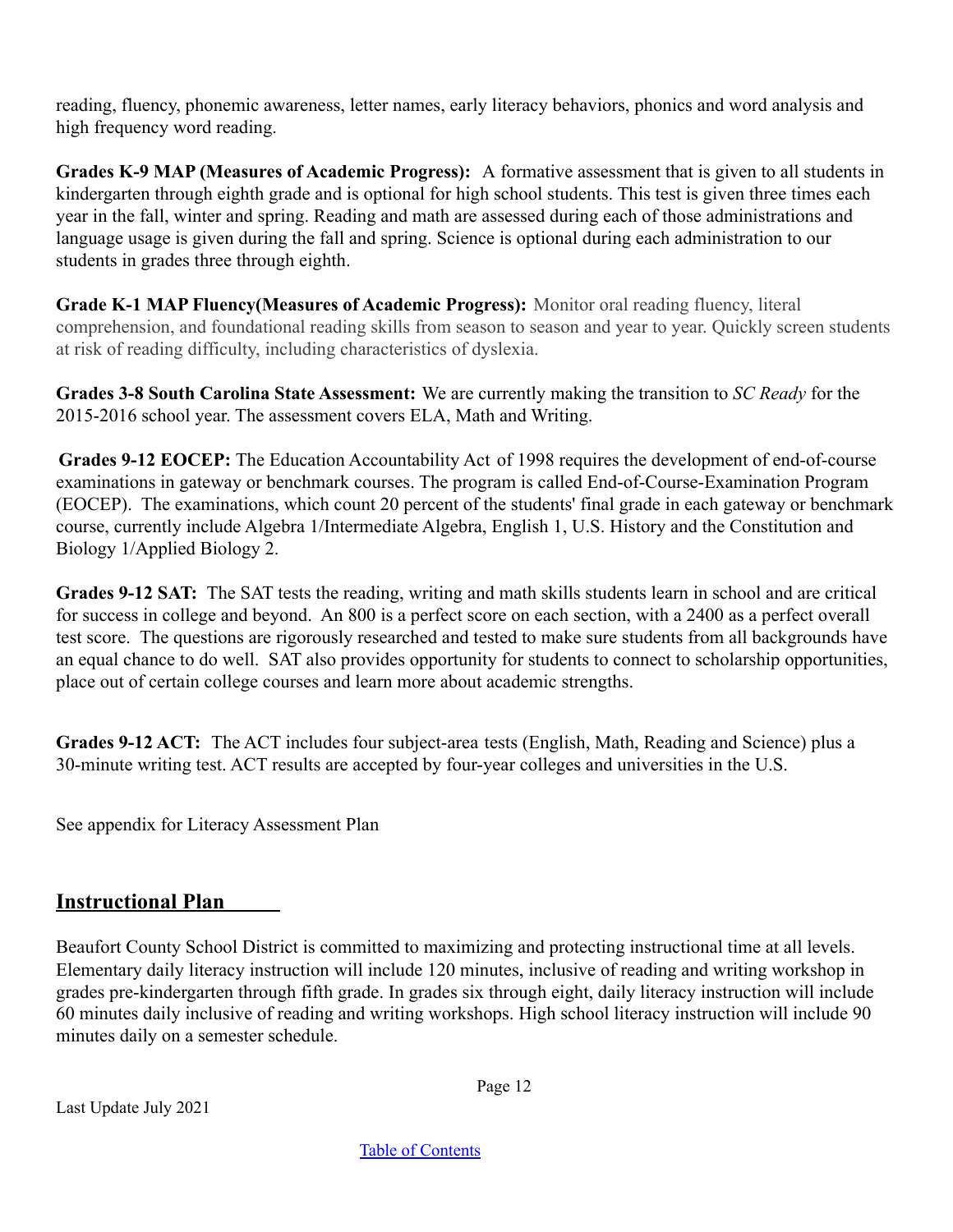reading, fluency, phonemic awareness, letter names, early literacy behaviors, phonics and word analysis and high frequency word reading.

**Grades K-9 MAP (Measures of Academic Progress):** A formative assessment that is given to all students in kindergarten through eighth grade and is optional for high school students. This test is given three times each year in the fall, winter and spring. Reading and math are assessed during each of those administrations and language usage is given during the fall and spring. Science is optional during each administration to our students in grades three through eighth.

**Grade K-1 MAP Fluency(Measures of Academic Progress):** Monitor oral reading fluency, literal comprehension, and foundational reading skills from season to season and year to year. Quickly screen students at risk of reading difficulty, including characteristics of dyslexia.

**Grades 3-8 South Carolina State Assessment:** We are currently making the transition to *SC Ready* for the 2015-2016 school year. The assessment covers ELA, Math and Writing.

**Grades 9-12 EOCEP:** The Education Accountability Act of 1998 requires the development of end-of-course examinations in gateway or benchmark courses. The program is called End-of-Course-Examination Program (EOCEP). The examinations, which count 20 percent of the students' final grade in each gateway or benchmark course, currently include Algebra 1/Intermediate Algebra, English 1, U.S. History and the Constitution and Biology 1/Applied Biology 2.

**Grades 9-12 SAT:** The SAT tests the reading, writing and math skills students learn in school and are critical for success in college and beyond. An 800 is a perfect score on each section, with a 2400 as a perfect overall test score. The questions are rigorously researched and tested to make sure students from all backgrounds have an equal chance to do well. SAT also provides opportunity for students to connect to scholarship opportunities, place out of certain college courses and learn more about academic strengths.

**Grades 9-12 ACT:** The ACT includes four subject-area tests (English, Math, Reading and Science) plus a 30-minute writing test. ACT results are accepted by four-year colleges and universities in the U.S.

See appendix for Literacy Assessment Plan

## Instructional Plan

Beaufort County School District is committed to maximizing and protecting instructional time at all levels. Elementary daily literacy instruction will include 120 minutes, inclusive of reading and writing workshop in grades pre-kindergarten through fifth grade. In grades six through eight, daily literacy instruction will include 60 minutes daily inclusive of reading and writing workshops. High school literacy instruction will include 90 minutes daily on a semester schedule.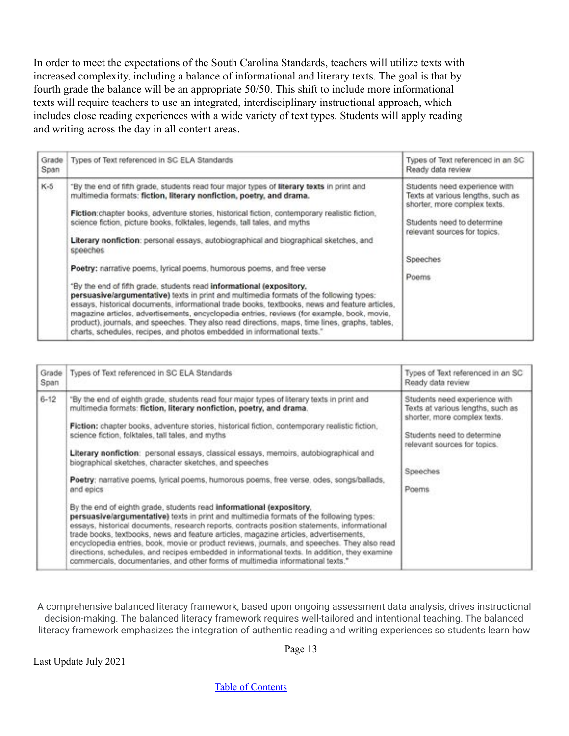In order to meet the expectations of the South Carolina Standards, teachers will utilize texts with increased complexity, including a balance of informational and literary texts. The goal is that by fourth grade the balance will be an appropriate 50/50. This shift to include more informational texts will require teachers to use an integrated, interdisciplinary instructional approach, which includes close reading experiences with a wide variety of text types. Students will apply reading and writing across the day in all content areas.

| Grade Span | Types of Text referenced in SC ELA Standards | Types of Text referenced in an SC Ready data review |
|---|---|---|
| K-5 | "By the end of fifth grade, students read four major types of **literary texts** in print and multimedia formats: **fiction, literary nonfiction, poetry, and drama.**<br><br>**Fiction**:chapter books, adventure stories, historical fiction, contemporary realistic fiction, science fiction, picture books, folktales, legends, tall tales, and myths<br><br>**Literary nonfiction**: personal essays, autobiographical and biographical sketches, and speeches<br><br>**Poetry:** narrative poems, lyrical poems, humorous poems, and free verse<br><br>"By the end of fifth grade, students read **informational (expository, persuasive/argumentative)** texts in print and multimedia formats of the following types: essays, historical documents, informational trade books, textbooks, news and feature articles, magazine articles, advertisements, encyclopedia entries, reviews (for example, book, movie, product), journals, and speeches. They also read directions, maps, time lines, graphs, tables, charts, schedules, recipes, and photos embedded in informational texts." | Students need experience with Texts at various lengths, such as shorter, more complex texts.<br><br>Students need to determine relevant sources for topics.<br><br>Speeches<br><br>Poems |

| Grade Span | Types of Text referenced in SC ELA Standards | Types of Text referenced in an SC Ready data review |
|---|---|---|
| 6-12 | "By the end of eighth grade, students read four major types of literary texts in print and multimedia formats: **fiction, literary nonfiction, poetry, and drama**.<br><br>**Fiction:** chapter books, adventure stories, historical fiction, contemporary realistic fiction, science fiction, folktales, tall tales, and myths<br><br>**Literary nonfiction**: personal essays, classical essays, memoirs, autobiographical and biographical sketches, character sketches, and speeches<br><br>**Poetry**: narrative poems, lyrical poems, humorous poems, free verse, odes, songs/ballads, and epics<br><br>By the end of eighth grade, students read **informational (expository, persuasive/argumentative)** texts in print and multimedia formats of the following types: essays, historical documents, research reports, contracts position statements, informational trade books, textbooks, news and feature articles, magazine articles, advertisements, encyclopedia entries, book, movie or product reviews, journals, and speeches. They also read directions, schedules, and recipes embedded in informational texts. In addition, they examine commercials, documentaries, and other forms of multimedia informational texts." | Students need experience with Texts at various lengths, such as shorter, more complex texts.<br><br>Students need to determine relevant sources for topics.<br><br>Speeches<br><br>Poems |

A comprehensive balanced literacy framework, based upon ongoing assessment data analysis, drives instructional decision-making. The balanced literacy framework requires well-tailored and intentional teaching. The balanced literacy framework emphasizes the integration of authentic reading and writing experiences so students learn how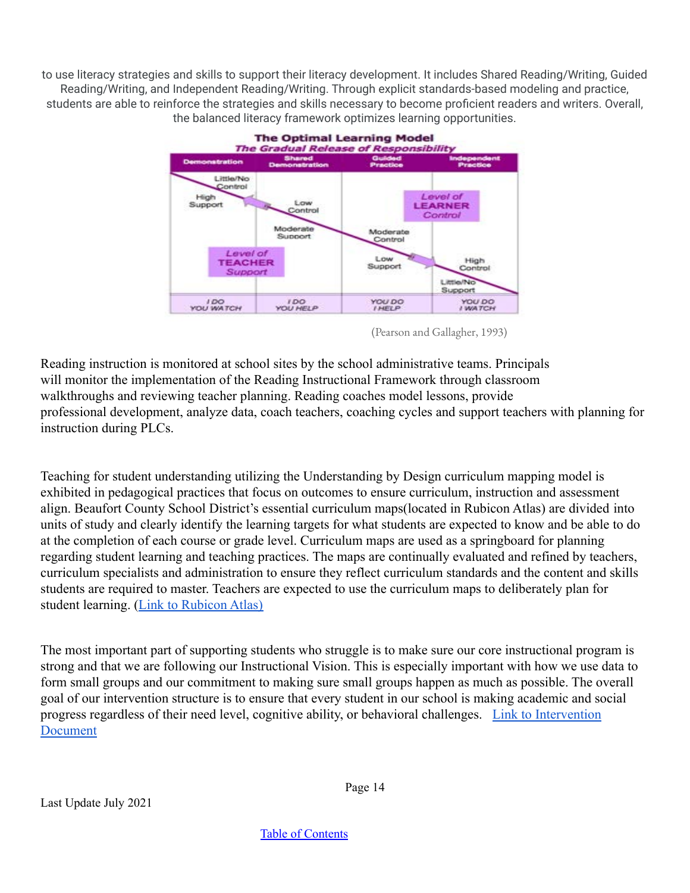to use literacy strategies and skills to support their literacy development. It includes Shared Reading/Writing, Guided Reading/Writing, and Independent Reading/Writing. Through explicit standards-based modeling and practice, students are able to reinforce the strategies and skills necessary to become proficient readers and writers. Overall, the balanced literacy framework optimizes learning opportunities.

**The Optimal Learning Model**
*The Gradual Release of Responsibility*

| Demonstration | Shared Demonstration | Guided Practice | Independent Practice |
|---|---|---|---|
| Little/No Control; High Support | Low Control; Moderate Support | Moderate Control; Low Support | High Control; Little/No Support |
| I DO YOU WATCH | I DO YOU HELP | YOU DO I HELP | YOU DO I WATCH |

Level of TEACHER Support — Level of LEARNER Control

(Pearson and Gallagher, 1993)

Reading instruction is monitored at school sites by the school administrative teams. Principals will monitor the implementation of the Reading Instructional Framework through classroom walkthroughs and reviewing teacher planning. Reading coaches model lessons, provide professional development, analyze data, coach teachers, coaching cycles and support teachers with planning for instruction during PLCs.

Teaching for student understanding utilizing the Understanding by Design curriculum mapping model is exhibited in pedagogical practices that focus on outcomes to ensure curriculum, instruction and assessment align. Beaufort County School District's essential curriculum maps(located in Rubicon Atlas) are divided into units of study and clearly identify the learning targets for what students are expected to know and be able to do at the completion of each course or grade level. Curriculum maps are used as a springboard for planning regarding student learning and teaching practices. The maps are continually evaluated and refined by teachers, curriculum specialists and administration to ensure they reflect curriculum standards and the content and skills students are required to master. Teachers are expected to use the curriculum maps to deliberately plan for student learning. (Link to Rubicon Atlas)

The most important part of supporting students who struggle is to make sure our core instructional program is strong and that we are following our Instructional Vision. This is especially important with how we use data to form small groups and our commitment to making sure small groups happen as much as possible. The overall goal of our intervention structure is to ensure that every student in our school is making academic and social progress regardless of their need level, cognitive ability, or behavioral challenges. Link to Intervention Document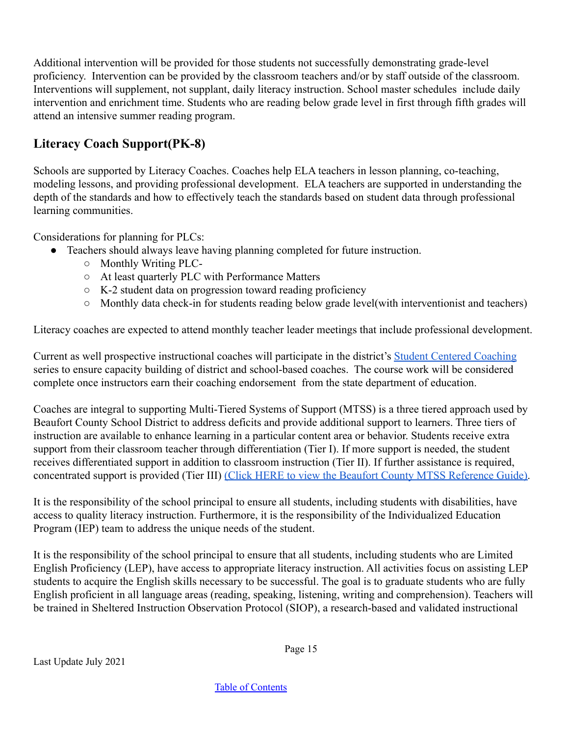Additional intervention will be provided for those students not successfully demonstrating grade-level proficiency. Intervention can be provided by the classroom teachers and/or by staff outside of the classroom. Interventions will supplement, not supplant, daily literacy instruction. School master schedules include daily intervention and enrichment time. Students who are reading below grade level in first through fifth grades will attend an intensive summer reading program.

## Literacy Coach Support(PK-8)

Schools are supported by Literacy Coaches. Coaches help ELA teachers in lesson planning, co-teaching, modeling lessons, and providing professional development. ELA teachers are supported in understanding the depth of the standards and how to effectively teach the standards based on student data through professional learning communities.

Considerations for planning for PLCs:

- Teachers should always leave having planning completed for future instruction.
  - Monthly Writing PLC-
  - At least quarterly PLC with Performance Matters
  - K-2 student data on progression toward reading proficiency
  - Monthly data check-in for students reading below grade level(with interventionist and teachers)

Literacy coaches are expected to attend monthly teacher leader meetings that include professional development.

Current as well prospective instructional coaches will participate in the district's Student Centered Coaching series to ensure capacity building of district and school-based coaches. The course work will be considered complete once instructors earn their coaching endorsement from the state department of education.

Coaches are integral to supporting Multi-Tiered Systems of Support (MTSS) is a three tiered approach used by Beaufort County School District to address deficits and provide additional support to learners. Three tiers of instruction are available to enhance learning in a particular content area or behavior. Students receive extra support from their classroom teacher through differentiation (Tier I). If more support is needed, the student receives differentiated support in addition to classroom instruction (Tier II). If further assistance is required, concentrated support is provided (Tier III) (Click HERE to view the Beaufort County MTSS Reference Guide).

It is the responsibility of the school principal to ensure all students, including students with disabilities, have access to quality literacy instruction. Furthermore, it is the responsibility of the Individualized Education Program (IEP) team to address the unique needs of the student.

It is the responsibility of the school principal to ensure that all students, including students who are Limited English Proficiency (LEP), have access to appropriate literacy instruction. All activities focus on assisting LEP students to acquire the English skills necessary to be successful. The goal is to graduate students who are fully English proficient in all language areas (reading, speaking, listening, writing and comprehension). Teachers will be trained in Sheltered Instruction Observation Protocol (SIOP), a research-based and validated instructional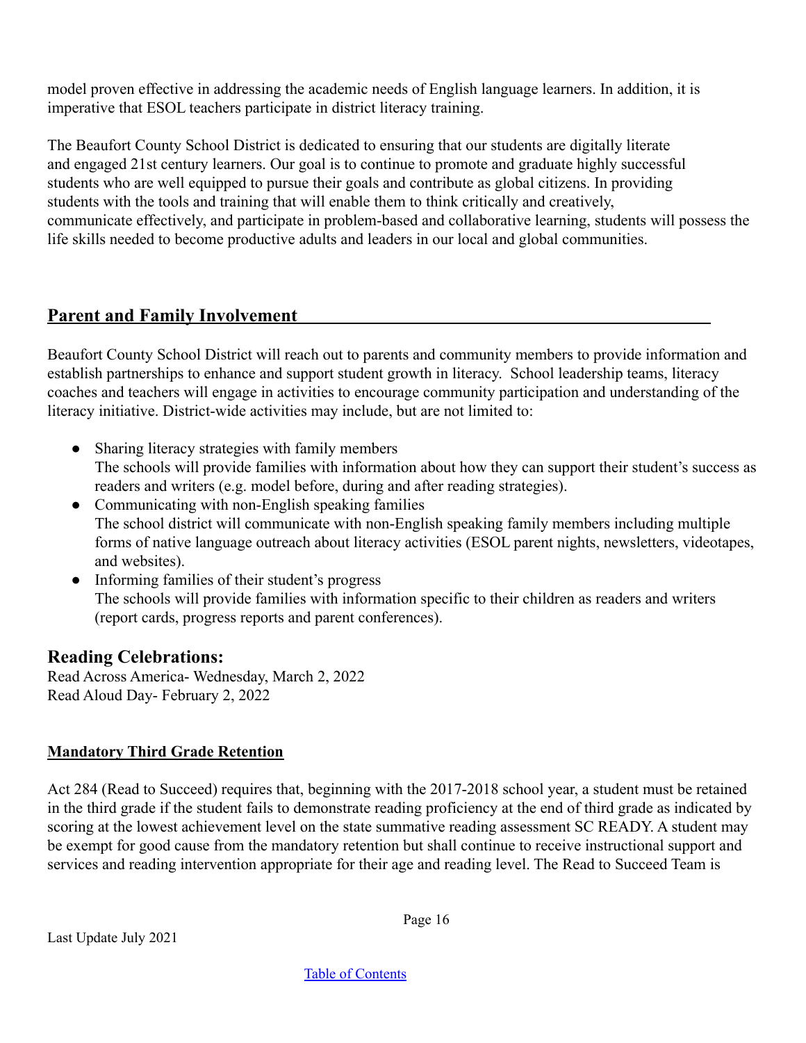model proven effective in addressing the academic needs of English language learners. In addition, it is imperative that ESOL teachers participate in district literacy training.

The Beaufort County School District is dedicated to ensuring that our students are digitally literate and engaged 21st century learners. Our goal is to continue to promote and graduate highly successful students who are well equipped to pursue their goals and contribute as global citizens. In providing students with the tools and training that will enable them to think critically and creatively, communicate effectively, and participate in problem-based and collaborative learning, students will possess the life skills needed to become productive adults and leaders in our local and global communities.

## Parent and Family Involvement

Beaufort County School District will reach out to parents and community members to provide information and establish partnerships to enhance and support student growth in literacy. School leadership teams, literacy coaches and teachers will engage in activities to encourage community participation and understanding of the literacy initiative. District-wide activities may include, but are not limited to:

- Sharing literacy strategies with family members
  The schools will provide families with information about how they can support their student's success as readers and writers (e.g. model before, during and after reading strategies).
- Communicating with non-English speaking families
  The school district will communicate with non-English speaking family members including multiple forms of native language outreach about literacy activities (ESOL parent nights, newsletters, videotapes, and websites).
- Informing families of their student's progress
  The schools will provide families with information specific to their children as readers and writers (report cards, progress reports and parent conferences).

## Reading Celebrations:

Read Across America- Wednesday, March 2, 2022
Read Aloud Day- February 2, 2022

## Mandatory Third Grade Retention

Act 284 (Read to Succeed) requires that, beginning with the 2017-2018 school year, a student must be retained in the third grade if the student fails to demonstrate reading proficiency at the end of third grade as indicated by scoring at the lowest achievement level on the state summative reading assessment SC READY. A student may be exempt for good cause from the mandatory retention but shall continue to receive instructional support and services and reading intervention appropriate for their age and reading level. The Read to Succeed Team is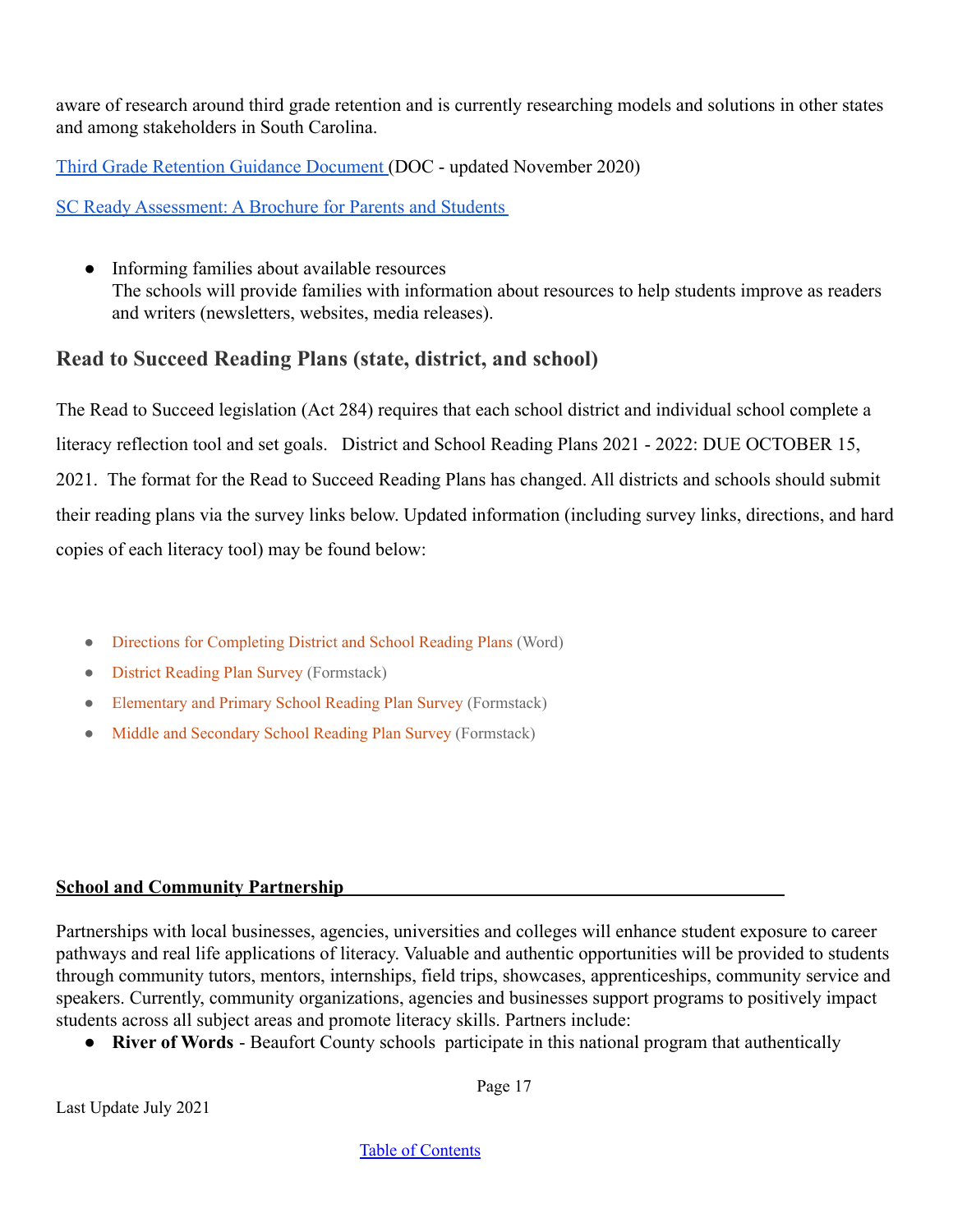aware of research around third grade retention and is currently researching models and solutions in other states and among stakeholders in South Carolina.

Third Grade Retention Guidance Document (DOC - updated November 2020)

SC Ready Assessment: A Brochure for Parents and Students

- Informing families about available resources
  The schools will provide families with information about resources to help students improve as readers and writers (newsletters, websites, media releases).

## Read to Succeed Reading Plans (state, district, and school)

The Read to Succeed legislation (Act 284) requires that each school district and individual school complete a literacy reflection tool and set goals. District and School Reading Plans 2021 - 2022: DUE OCTOBER 15, 2021. The format for the Read to Succeed Reading Plans has changed. All districts and schools should submit their reading plans via the survey links below. Updated information (including survey links, directions, and hard copies of each literacy tool) may be found below:

- Directions for Completing District and School Reading Plans (Word)
- District Reading Plan Survey (Formstack)
- Elementary and Primary School Reading Plan Survey (Formstack)
- Middle and Secondary School Reading Plan Survey (Formstack)

**School and Community Partnership**

Partnerships with local businesses, agencies, universities and colleges will enhance student exposure to career pathways and real life applications of literacy. Valuable and authentic opportunities will be provided to students through community tutors, mentors, internships, field trips, showcases, apprenticeships, community service and speakers. Currently, community organizations, agencies and businesses support programs to positively impact students across all subject areas and promote literacy skills. Partners include:

- **River of Words** - Beaufort County schools participate in this national program that authentically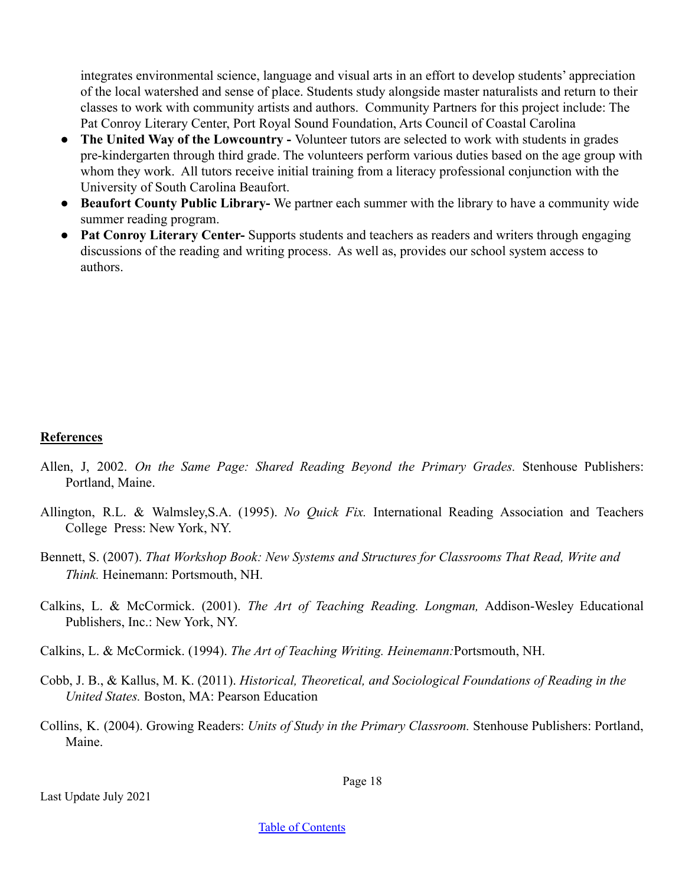integrates environmental science, language and visual arts in an effort to develop students' appreciation of the local watershed and sense of place. Students study alongside master naturalists and return to their classes to work with community artists and authors. Community Partners for this project include: The Pat Conroy Literary Center, Port Royal Sound Foundation, Arts Council of Coastal Carolina

- **The United Way of the Lowcountry -** Volunteer tutors are selected to work with students in grades pre-kindergarten through third grade. The volunteers perform various duties based on the age group with whom they work. All tutors receive initial training from a literacy professional conjunction with the University of South Carolina Beaufort.
- **Beaufort County Public Library-** We partner each summer with the library to have a community wide summer reading program.
- **Pat Conroy Literary Center-** Supports students and teachers as readers and writers through engaging discussions of the reading and writing process. As well as, provides our school system access to authors.

## References

Allen, J, 2002. *On the Same Page: Shared Reading Beyond the Primary Grades.* Stenhouse Publishers: Portland, Maine.

Allington, R.L. & Walmsley,S.A. (1995). *No Quick Fix.* International Reading Association and Teachers College Press: New York, NY.

Bennett, S. (2007). *That Workshop Book: New Systems and Structures for Classrooms That Read, Write and Think.* Heinemann: Portsmouth, NH.

Calkins, L. & McCormick. (2001). *The Art of Teaching Reading. Longman,* Addison-Wesley Educational Publishers, Inc.: New York, NY.

Calkins, L. & McCormick. (1994). *The Art of Teaching Writing. Heinemann:*Portsmouth, NH.

Cobb, J. B., & Kallus, M. K. (2011). *Historical, Theoretical, and Sociological Foundations of Reading in the United States.* Boston, MA: Pearson Education

Collins, K. (2004). Growing Readers: *Units of Study in the Primary Classroom.* Stenhouse Publishers: Portland, Maine.

Last Update July 2021

Table of Contents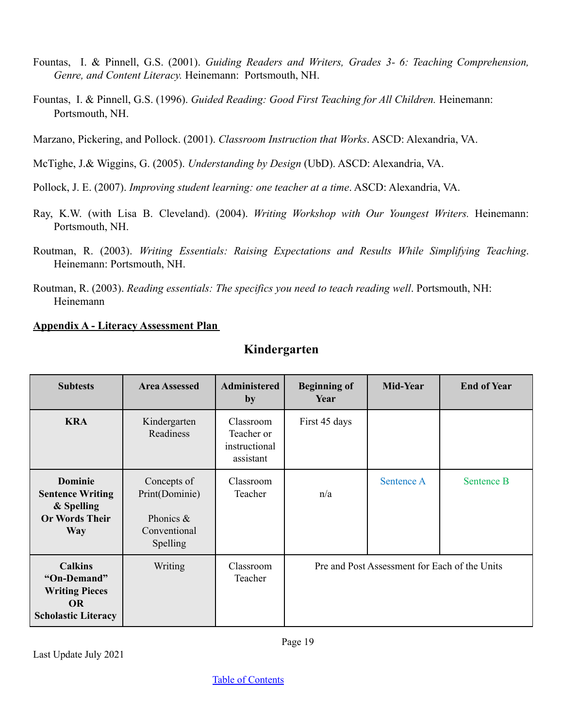Fountas, I. & Pinnell, G.S. (2001). *Guiding Readers and Writers, Grades 3- 6: Teaching Comprehension, Genre, and Content Literacy.* Heinemann: Portsmouth, NH.

Fountas, I. & Pinnell, G.S. (1996). *Guided Reading: Good First Teaching for All Children.* Heinemann: Portsmouth, NH.

Marzano, Pickering, and Pollock. (2001). *Classroom Instruction that Works*. ASCD: Alexandria, VA.

McTighe, J.& Wiggins, G. (2005). *Understanding by Design* (UbD). ASCD: Alexandria, VA.

Pollock, J. E. (2007). *Improving student learning: one teacher at a time*. ASCD: Alexandria, VA.

Ray, K.W. (with Lisa B. Cleveland). (2004). *Writing Workshop with Our Youngest Writers.* Heinemann: Portsmouth, NH.

Routman, R. (2003). *Writing Essentials: Raising Expectations and Results While Simplifying Teaching*. Heinemann: Portsmouth, NH.

Routman, R. (2003). *Reading essentials: The specifics you need to teach reading well*. Portsmouth, NH: Heinemann

**Appendix A - Literacy Assessment Plan**

## Kindergarten

| Subtests | Area Assessed | Administered by | Beginning of Year | Mid-Year | End of Year |
|---|---|---|---|---|---|
| **KRA** | Kindergarten Readiness | Classroom Teacher or instructional assistant | First 45 days | | |
| **Dominie Sentence Writing & Spelling Or Words Their Way** | Concepts of Print(Dominie)<br><br>Phonics & Conventional Spelling | Classroom Teacher | n/a | Sentence A | Sentence B |
| **Calkins "On-Demand" Writing Pieces OR Scholastic Literacy** | Writing | Classroom Teacher | Pre and Post Assessment for Each of the Units | | |

Last Update July 2021

Table of Contents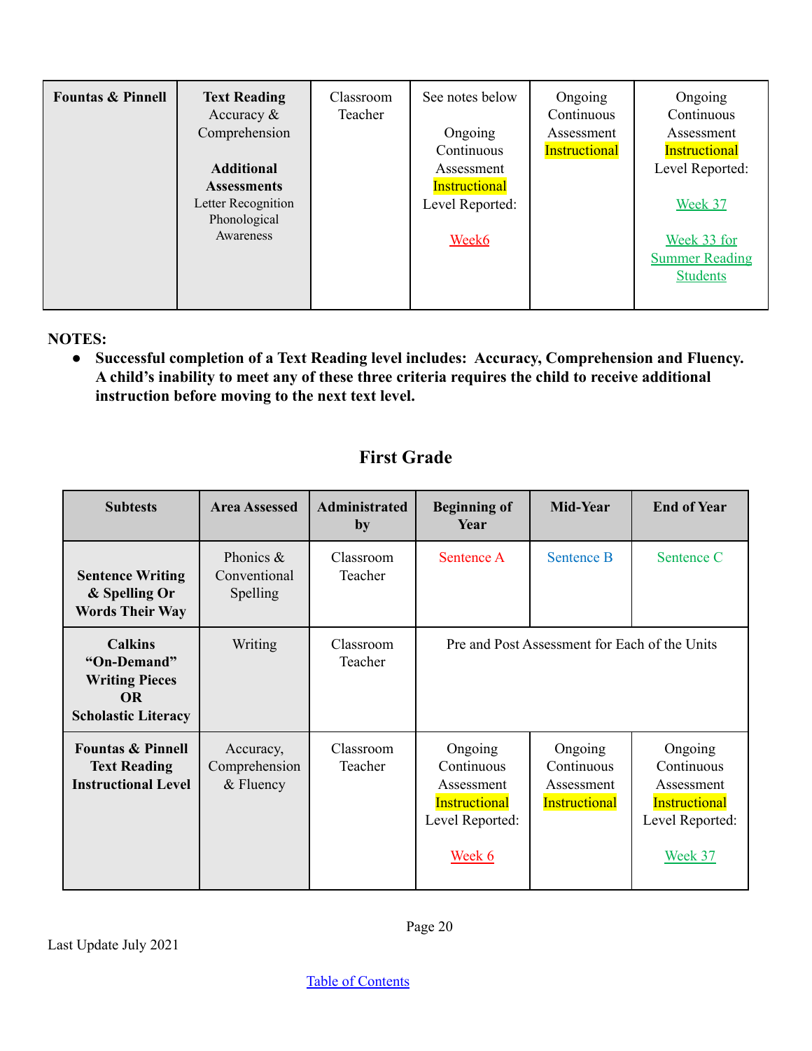| Fountas & Pinnell | **Text Reading** Accuracy & Comprehension<br><br>**Additional Assessments** Letter Recognition Phonological Awareness | Classroom Teacher | See notes below<br><br>Ongoing Continuous Assessment Instructional Level Reported:<br><br>Week6 | Ongoing Continuous Assessment Instructional | Ongoing Continuous Assessment Instructional Level Reported:<br><br>Week 37<br><br>Week 33 for Summer Reading Students |
|---|---|---|---|---|---|

**NOTES:**

- **Successful completion of a Text Reading level includes: Accuracy, Comprehension and Fluency. A child's inability to meet any of these three criteria requires the child to receive additional instruction before moving to the next text level.**

## First Grade

| Subtests | Area Assessed | Administrated by | Beginning of Year | Mid-Year | End of Year |
|---|---|---|---|---|---|
| **Sentence Writing & Spelling Or Words Their Way** | Phonics & Conventional Spelling | Classroom Teacher | Sentence A | Sentence B | Sentence C |
| **Calkins "On-Demand" Writing Pieces OR Scholastic Literacy** | Writing | Classroom Teacher | Pre and Post Assessment for Each of the Units | | |
| **Fountas & Pinnell Text Reading Instructional Level** | Accuracy, Comprehension & Fluency | Classroom Teacher | Ongoing Continuous Assessment Instructional Level Reported:<br><br>Week 6 | Ongoing Continuous Assessment Instructional | Ongoing Continuous Assessment Instructional Level Reported:<br><br>Week 37 |

Last Update July 2021

Table of Contents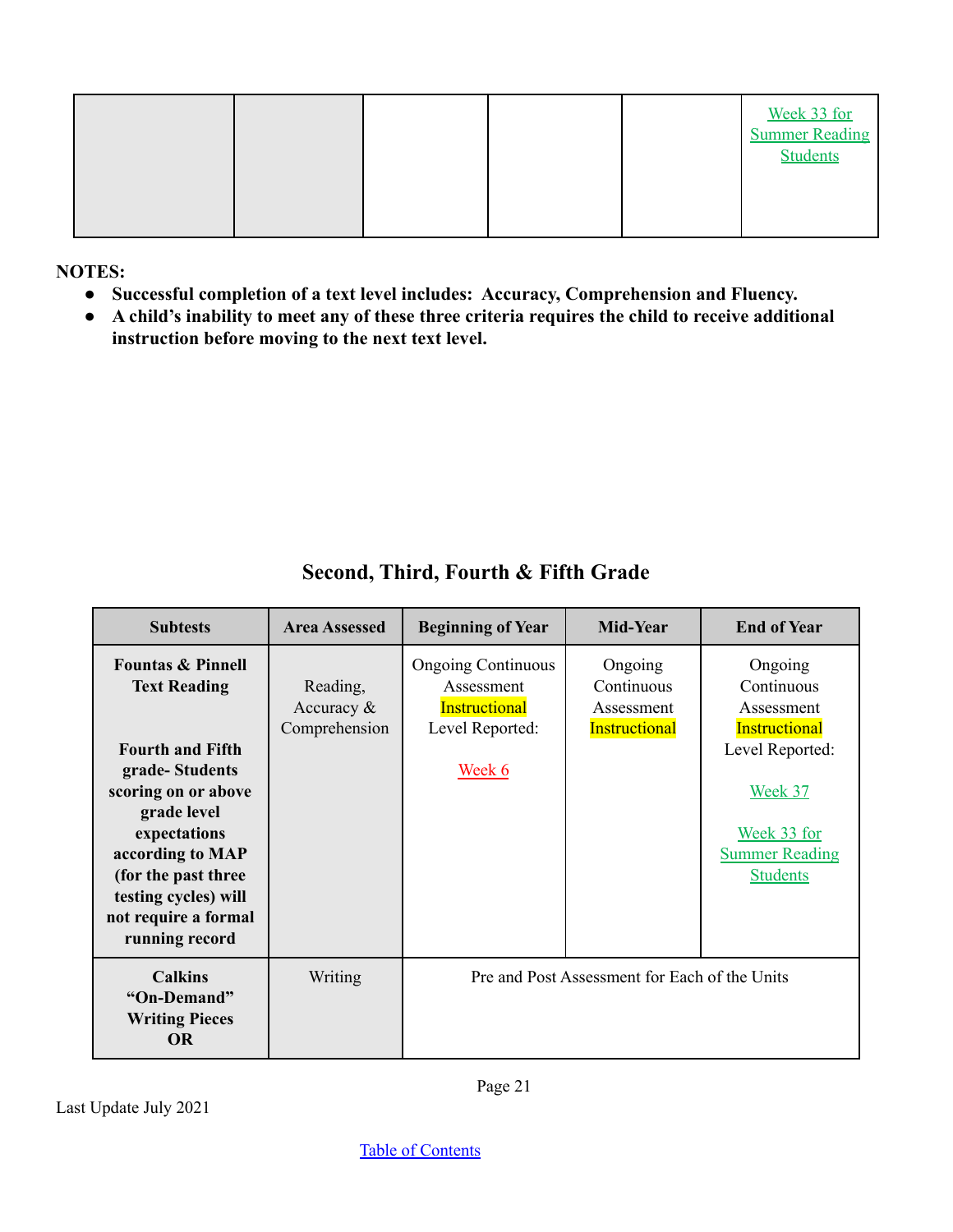| | | | | | |
|---|---|---|---|---|---|
| | | | | | Week 33 for Summer Reading Students |

**NOTES:**

- **Successful completion of a text level includes: Accuracy, Comprehension and Fluency.**
- **A child's inability to meet any of these three criteria requires the child to receive additional instruction before moving to the next text level.**

## Second, Third, Fourth & Fifth Grade

| Subtests | Area Assessed | Beginning of Year | Mid-Year | End of Year |
|---|---|---|---|---|
| **Fountas & Pinnell Text Reading**<br><br>**Fourth and Fifth grade- Students scoring on or above grade level expectations according to MAP (for the past three testing cycles) will not require a formal running record** | Reading, Accuracy & Comprehension | Ongoing Continuous Assessment Instructional Level Reported:<br><br>Week 6 | Ongoing Continuous Assessment Instructional | Ongoing Continuous Assessment Instructional Level Reported:<br><br>Week 37<br><br>Week 33 for Summer Reading Students |
| **Calkins "On-Demand" Writing Pieces OR** | Writing | Pre and Post Assessment for Each of the Units | | |

Last Update July 2021

Table of Contents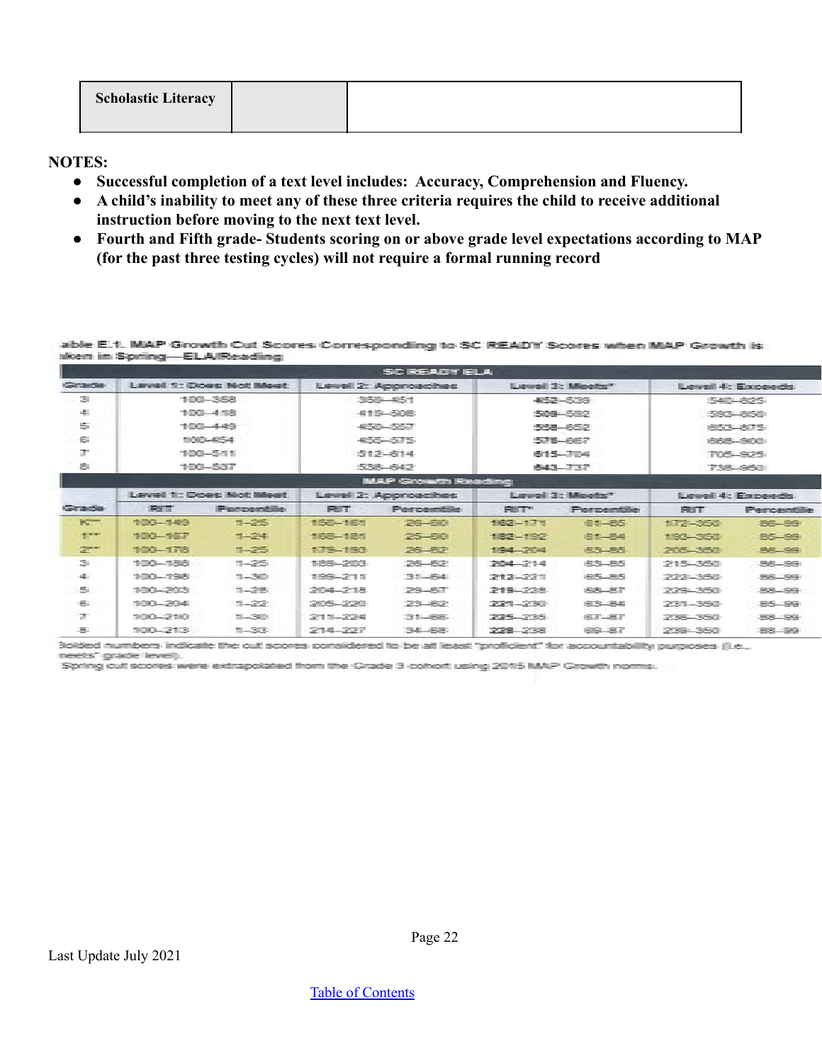| Scholastic Literacy | | |
|---|---|---|

**NOTES:**

- **Successful completion of a text level includes: Accuracy, Comprehension and Fluency.**
- **A child's inability to meet any of these three criteria requires the child to receive additional instruction before moving to the next text level.**
- **Fourth and Fifth grade- Students scoring on or above grade level expectations according to MAP (for the past three testing cycles) will not require a formal running record**

able E.1. MAP Growth Cut Scores Corresponding to SC READY Scores when MAP Growth is aken in Spring—ELA/Reading

| SC READY ELA | | | | |
|---|---|---|---|---|
| Grade | Level 1: Does Not Meet | Level 2: Approaches | Level 3: Meets* | Level 4: Exceeds |
| 3 | 100–358 | 359–451 | **452–539** | 540–825 |
| 4 | 100–418 | 419–508 | **509–592** | 593–850 |
| 5 | 100–449 | 450–557 | **558–652** | 653–875 |
| 6 | 100–454 | 455–575 | **576–667** | 668–900 |
| 7 | 100–511 | 512–614 | **615–704** | 705–925 |
| 8 | 100–537 | 538–642 | **643–737** | 738–950 |

| MAP Growth Reading | | | | | | | | |
|---|---|---|---|---|---|---|---|---|
| | Level 1: Does Not Meet | | Level 2: Approaches | | Level 3: Meets* | | Level 4: Exceeds | |
| Grade | RIT | Percentile | RIT | Percentile | RIT* | Percentile | RIT | Percentile |
| K** | 100–149 | 1–25 | 150–161 | 26–60 | **162–171** | 61–85 | 172–350 | 86–99 |
| 1** | 100–167 | 1–24 | 168–181 | 25–60 | **182–192** | 61–84 | 193–350 | 85–99 |
| 2** | 100–178 | 1–25 | 179–193 | 26–62 | **194–204** | 63–85 | 205–350 | 86–99 |
| 3 | 100–188 | 1–25 | 189–203 | 26–62 | **204–214** | 63–85 | 215–350 | 86–99 |
| 4 | 100–198 | 1–30 | 199–211 | 31–64 | **212–221** | 65–85 | 222–350 | 86–99 |
| 5 | 100–203 | 1–28 | 204–218 | 29–67 | **219–228** | 68–87 | 229–350 | 88–99 |
| 6 | 100–204 | 1–22 | 205–220 | 23–62 | **221–230** | 63–84 | 231–350 | 85–99 |
| 7 | 100–210 | 1–30 | 211–224 | 31–66 | **225–235** | 67–87 | 236–350 | 88–99 |
| 8 | 100–213 | 1–33 | 214–227 | 34–68 | **228–238** | 69–87 | 239–350 | 88–99 |

Bolded numbers indicate the cut scores considered to be at least "proficient" for accountability purposes (i.e., meets" grade level).

Spring cut scores were extrapolated from the Grade 3 cohort using 2015 MAP Growth norms.

Last Update July 2021

[Table of Contents]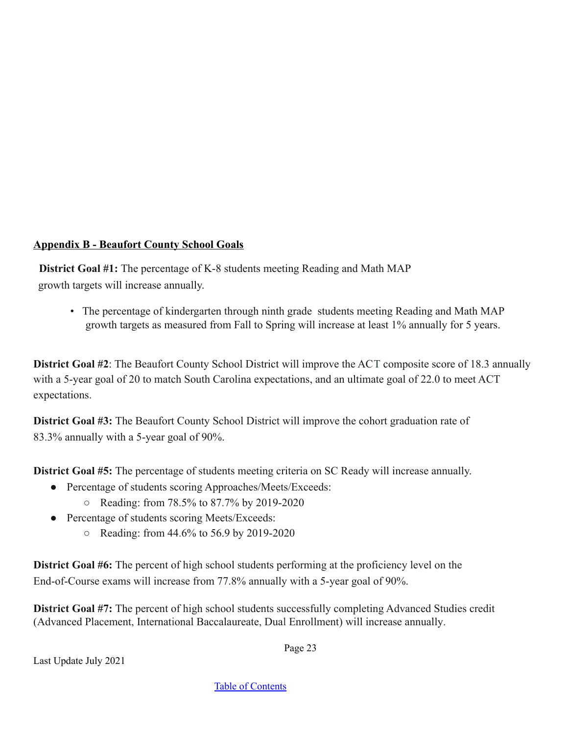## Appendix B - Beaufort County School Goals

**District Goal #1:** The percentage of K-8 students meeting Reading and Math MAP growth targets will increase annually.

- The percentage of kindergarten through ninth grade students meeting Reading and Math MAP growth targets as measured from Fall to Spring will increase at least 1% annually for 5 years.

**District Goal #2**: The Beaufort County School District will improve the ACT composite score of 18.3 annually with a 5-year goal of 20 to match South Carolina expectations, and an ultimate goal of 22.0 to meet ACT expectations.

**District Goal #3:** The Beaufort County School District will improve the cohort graduation rate of 83.3% annually with a 5-year goal of 90%.

**District Goal #5:** The percentage of students meeting criteria on SC Ready will increase annually.

- Percentage of students scoring Approaches/Meets/Exceeds:
  - Reading: from 78.5% to 87.7% by 2019-2020
- Percentage of students scoring Meets/Exceeds:
  - Reading: from 44.6% to 56.9 by 2019-2020

**District Goal #6:** The percent of high school students performing at the proficiency level on the End-of-Course exams will increase from 77.8% annually with a 5-year goal of 90%.

**District Goal #7:** The percent of high school students successfully completing Advanced Studies credit (Advanced Placement, International Baccalaureate, Dual Enrollment) will increase annually.

Last Update July 2021

Table of Contents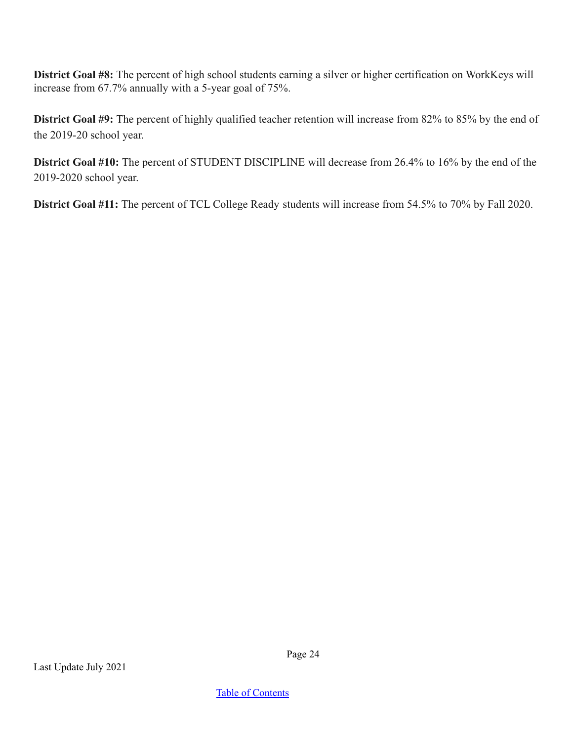**District Goal #8:** The percent of high school students earning a silver or higher certification on WorkKeys will increase from 67.7% annually with a 5-year goal of 75%.

**District Goal #9:** The percent of highly qualified teacher retention will increase from 82% to 85% by the end of the 2019-20 school year.

**District Goal #10:** The percent of STUDENT DISCIPLINE will decrease from 26.4% to 16% by the end of the 2019-2020 school year.

**District Goal #11:** The percent of TCL College Ready students will increase from 54.5% to 70% by Fall 2020.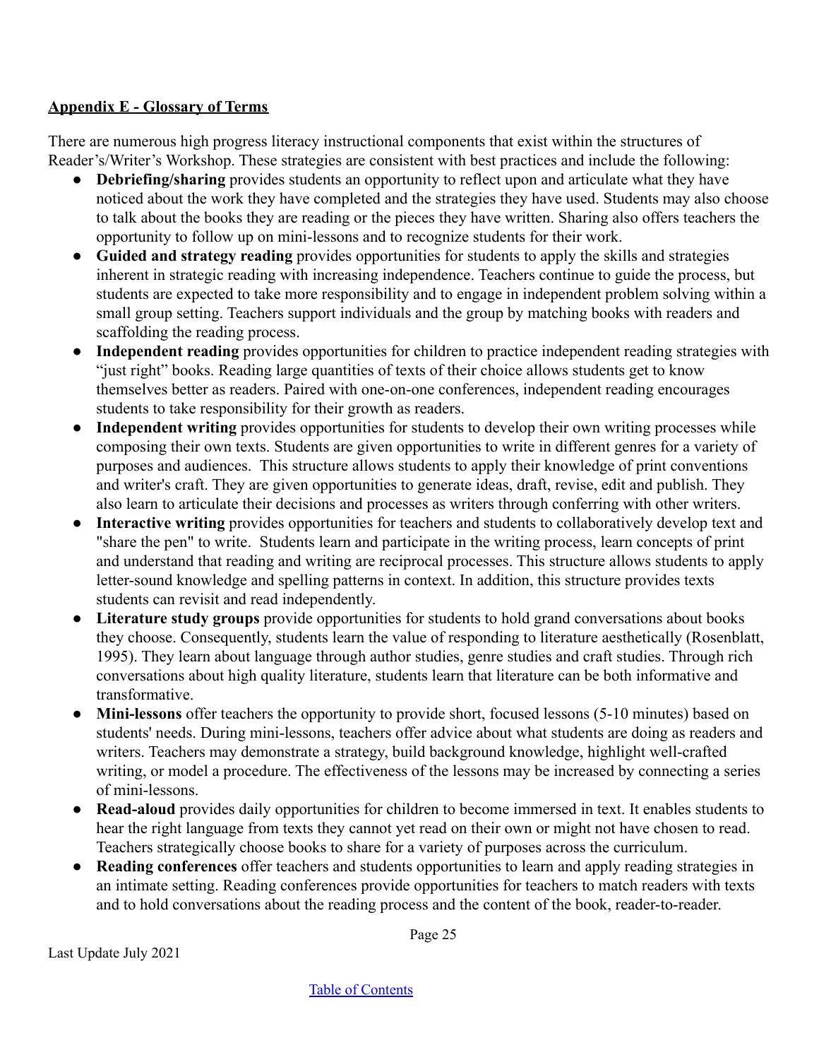**Appendix E - Glossary of Terms**

There are numerous high progress literacy instructional components that exist within the structures of Reader's/Writer's Workshop. These strategies are consistent with best practices and include the following:

- **Debriefing/sharing** provides students an opportunity to reflect upon and articulate what they have noticed about the work they have completed and the strategies they have used. Students may also choose to talk about the books they are reading or the pieces they have written. Sharing also offers teachers the opportunity to follow up on mini-lessons and to recognize students for their work.
- **Guided and strategy reading** provides opportunities for students to apply the skills and strategies inherent in strategic reading with increasing independence. Teachers continue to guide the process, but students are expected to take more responsibility and to engage in independent problem solving within a small group setting. Teachers support individuals and the group by matching books with readers and scaffolding the reading process.
- **Independent reading** provides opportunities for children to practice independent reading strategies with "just right" books. Reading large quantities of texts of their choice allows students get to know themselves better as readers. Paired with one-on-one conferences, independent reading encourages students to take responsibility for their growth as readers.
- **Independent writing** provides opportunities for students to develop their own writing processes while composing their own texts. Students are given opportunities to write in different genres for a variety of purposes and audiences. This structure allows students to apply their knowledge of print conventions and writer's craft. They are given opportunities to generate ideas, draft, revise, edit and publish. They also learn to articulate their decisions and processes as writers through conferring with other writers.
- **Interactive writing** provides opportunities for teachers and students to collaboratively develop text and "share the pen" to write. Students learn and participate in the writing process, learn concepts of print and understand that reading and writing are reciprocal processes. This structure allows students to apply letter-sound knowledge and spelling patterns in context. In addition, this structure provides texts students can revisit and read independently.
- **Literature study groups** provide opportunities for students to hold grand conversations about books they choose. Consequently, students learn the value of responding to literature aesthetically (Rosenblatt, 1995). They learn about language through author studies, genre studies and craft studies. Through rich conversations about high quality literature, students learn that literature can be both informative and transformative.
- **Mini-lessons** offer teachers the opportunity to provide short, focused lessons (5-10 minutes) based on students' needs. During mini-lessons, teachers offer advice about what students are doing as readers and writers. Teachers may demonstrate a strategy, build background knowledge, highlight well-crafted writing, or model a procedure. The effectiveness of the lessons may be increased by connecting a series of mini-lessons.
- **Read-aloud** provides daily opportunities for children to become immersed in text. It enables students to hear the right language from texts they cannot yet read on their own or might not have chosen to read. Teachers strategically choose books to share for a variety of purposes across the curriculum.
- **Reading conferences** offer teachers and students opportunities to learn and apply reading strategies in an intimate setting. Reading conferences provide opportunities for teachers to match readers with texts and to hold conversations about the reading process and the content of the book, reader-to-reader.

Last Update July 2021

Table of Contents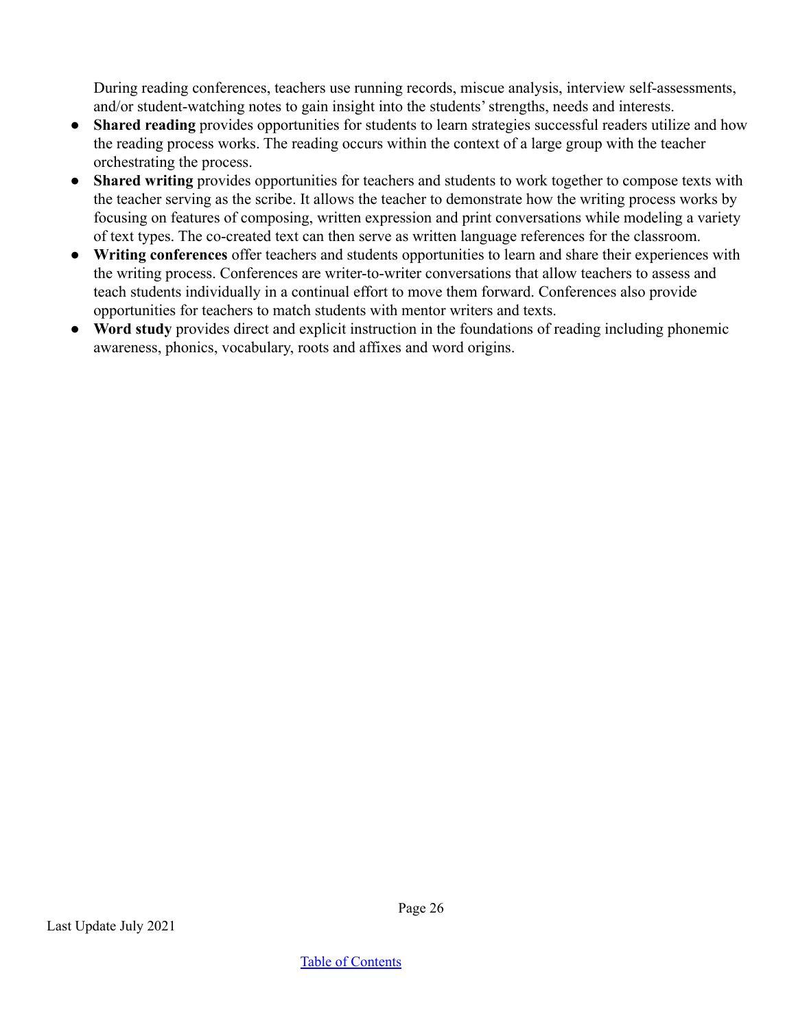During reading conferences, teachers use running records, miscue analysis, interview self-assessments, and/or student-watching notes to gain insight into the students' strengths, needs and interests.

- **Shared reading** provides opportunities for students to learn strategies successful readers utilize and how the reading process works. The reading occurs within the context of a large group with the teacher orchestrating the process.
- **Shared writing** provides opportunities for teachers and students to work together to compose texts with the teacher serving as the scribe. It allows the teacher to demonstrate how the writing process works by focusing on features of composing, written expression and print conversations while modeling a variety of text types. The co-created text can then serve as written language references for the classroom.
- **Writing conferences** offer teachers and students opportunities to learn and share their experiences with the writing process. Conferences are writer-to-writer conversations that allow teachers to assess and teach students individually in a continual effort to move them forward. Conferences also provide opportunities for teachers to match students with mentor writers and texts.
- **Word study** provides direct and explicit instruction in the foundations of reading including phonemic awareness, phonics, vocabulary, roots and affixes and word origins.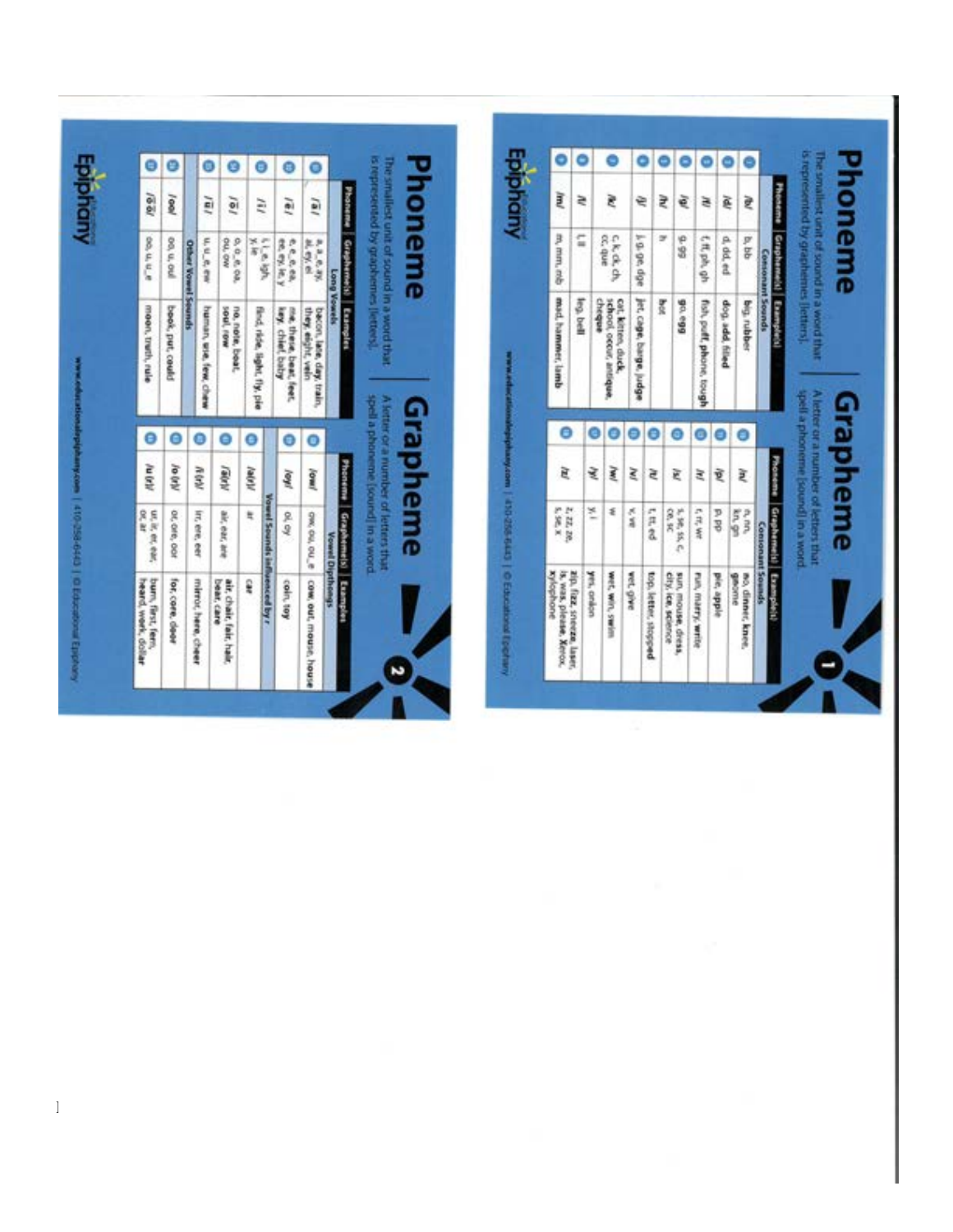# Phoneme

The smallest unit of sound in a word that is represented by graphemes (letters).

# Grapheme

A letter or a number of letters that spell a phoneme (sound) in a word.

## 1

| Phoneme | Grapheme(s) | Example(s) |
|---|---|---|
| **Consonant Sounds** | | |
| /b/ | b, bb | big, rubber |
| /d/ | d, dd, ed | dog, add, filled |
| /f/ | f, ff, ph, gh | fish, puff, phone, tough |
| /g/ | g, gg | go, egg |
| /h/ | h | hot |
| /j/ | j, g, ge, dge | jet, cage, barge, judge |
| /k/ | c, k, ck, ch, cc, que | cat, kitten, duck, school, occur, antique, cheque |
| /l/ | l, ll | leg, bell |
| /m/ | m, mm, mb | mad, hammer, lamb |

| Phoneme | Grapheme(s) | Example(s) |
|---|---|---|
| **Consonant Sounds** | | |
| /n/ | n, nn, kn, gn | no, dinner, knee, gnome |
| /p/ | p, pp | pie, apple |
| /r/ | r, rr, wr | run, marry, write |
| /s/ | s, ss, c, ce, sc | sun, mouse, dress, city, ice, science |
| /t/ | t, tt, ed | top, letter, stopped |
| /v/ | v, ve | vet, give |
| /w/ | w | wet, win, swim |
| /y/ | y, i | yes, onion |
| /z/ | z, zz, ze, s, se, x | zip, fizz, sneeze, laser, is, was, please, Xerox, xylophone |

## 2

| Phoneme | Grapheme(s) | Examples |
|---|---|---|
| **Long Vowels** | | |
| /ā/ | a, a_e, ay, ai, ey, ei | bacon, late, day, train, they, eight, vein |
| /ē/ | e, e_e, ea, ee, ey, ie, y | me, these, beat, feet, key, chief, baby |
| /ī/ | i, i_e, igh, y, ie | find, ride, light, fly, pie |
| /ō/ | o, o_e, oa, ou, ow | no, note, boat, soul, row |
| /ū/ | u, u_e, ew | human, use, few, chew |
| **Other Vowel Sounds** | | |
| /oo/ | oo, u, oul | book, put, could |
| /ōō/ | oo, u, u_e | moon, truth, rule |

| Phoneme | Grapheme(s) | Examples |
|---|---|---|
| **Vowel Dipthongs** | | |
| /ow/ | ow, ou, ou_e | cow, out, mouse, house |
| /oy/ | oi, oy | coin, toy |
| **Vowel Sounds influenced by r** | | |
| /a(r)/ | ar | car |
| /ā(r)/ | air, ear, are | air, chair, fair, hair, bear, care |
| /ī(r)/ | irr, ere, eer | mirror, here, cheer |
| /o(r)/ | or, ore, oor | for, core, door |
| /u(r)/ | ur, ir, er, ear, or, ar | burn, first, fern, heard, work, dollar |

www.educationalepiphany.com | 410-258-6443 | © Educational Epiphany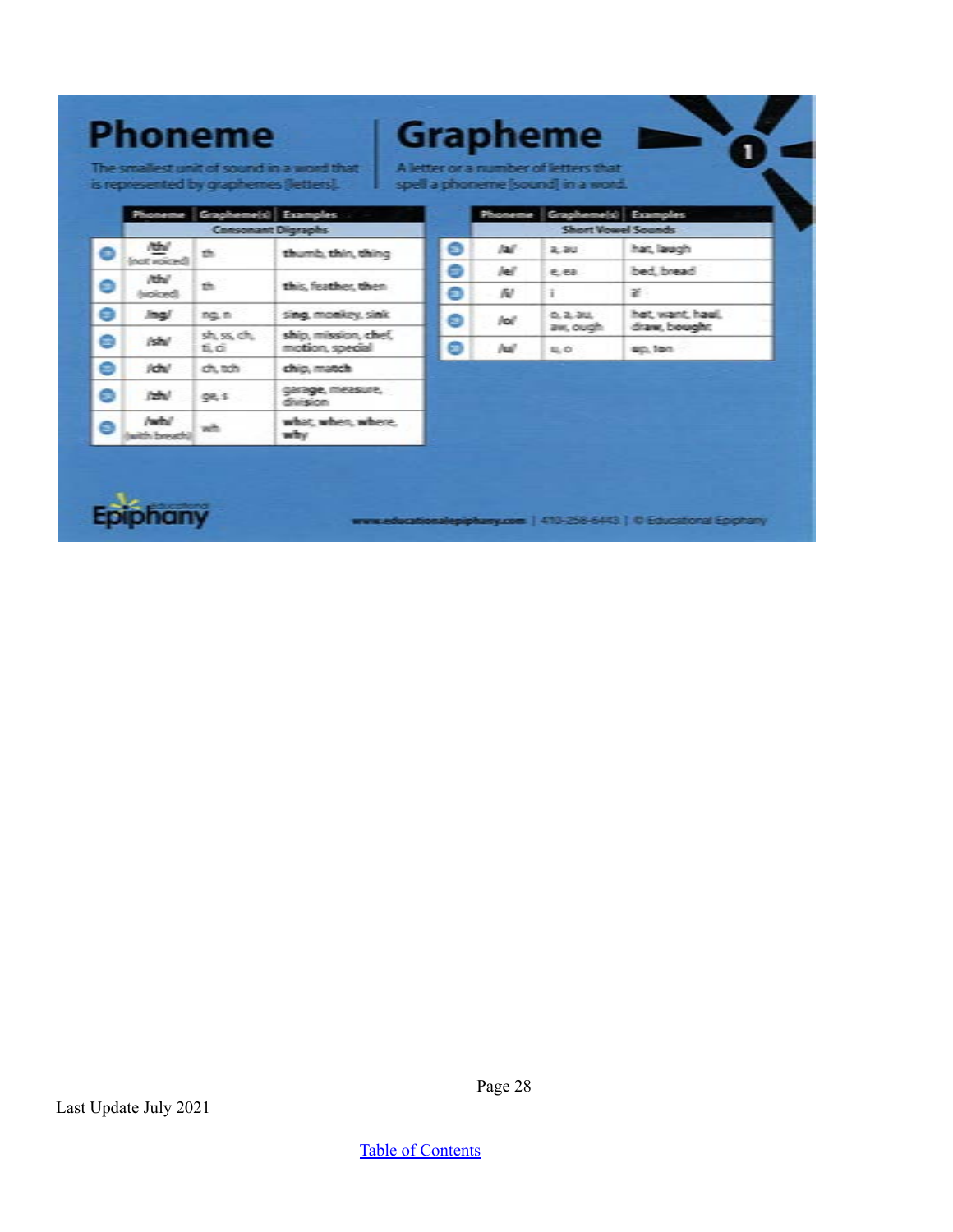# Phoneme

The smallest unit of sound in a word that is represented by graphemes [letters].

# Grapheme

A letter or a number of letters that spell a phoneme [sound] in a word.

| Phoneme | Grapheme(s) | Examples |
|---|---|---|
| **Consonant Digraphs** | | |
| /th/ (not voiced) | th | **th**umb, **th**in, **th**ing |
| /th/ (voiced) | th | **th**is, fea**th**er, **th**en |
| /ng/ | ng, n | si**ng**, mo**n**key, si**n**k |
| /sh/ | sh, ss, ch, ti, ci | **sh**ip, mi**ss**ion, **ch**ef, mo**ti**on, spe**ci**al |
| /ch/ | ch, tch | **ch**ip, ma**tch** |
| /zh/ | ge, s | gara**ge**, mea**s**ure, divi**s**ion |
| /wh/ (with breath) | wh | **wh**at, **wh**en, **wh**ere, **wh**y |

| Phoneme | Grapheme(s) | Examples |
|---|---|---|
| **Short Vowel Sounds** | | |
| /a/ | a, au | h**a**t, l**au**gh |
| /e/ | e, ea | b**e**d, br**ea**d |
| /i/ | i | **i**f |
| /o/ | o, a, au, aw, ough | h**o**t, w**a**nt, h**au**l, dr**aw**, b**ough**t |
| /u/ | u, o | **u**p, t**o**n |

Epiphany Educational

www.educationalepiphany.com | 410-258-6443 | © Educational Epiphany

Last Update July 2021

Table of Contents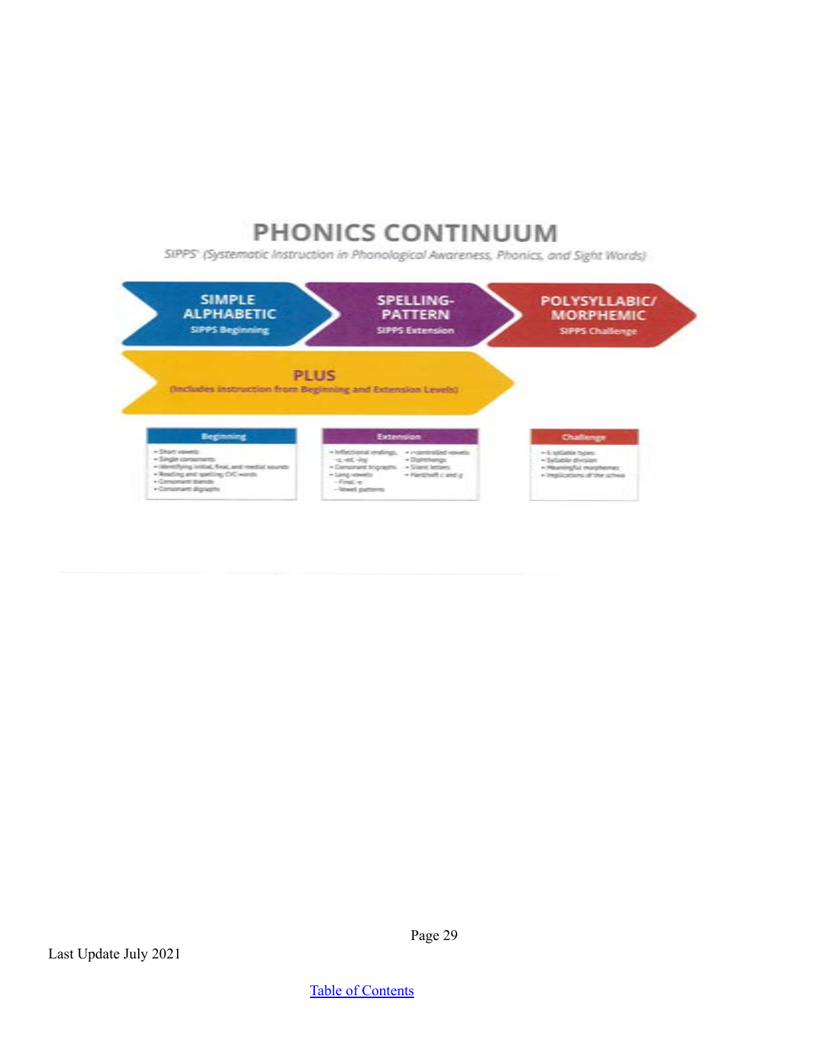# PHONICS CONTINUUM

*SIPPS® (Systematic Instruction in Phonological Awareness, Phonics, and Sight Words)*

**SIMPLE ALPHABETIC**
SIPPS Beginning

**SPELLING-PATTERN**
SIPPS Extension

**POLYSYLLABIC/ MORPHEMIC**
SIPPS Challenge

**PLUS**
(Includes instruction from Beginning and Extension Levels)

**Beginning**

- Short vowels
- Single consonants
- Identifying initial, final, and medial sounds
- Reading and spelling CVC words
- Consonant blends
- Consonant digraphs

**Extension**

- Inflectional endings, -s, -ed, -ing
- Consonant trigraphs
- Long vowels
  - Final -e
  - Vowel patterns
- r-controlled vowels
- Diphthongs
- Silent letters
- Hard/soft c and g

**Challenge**

- 6 syllable types
- Syllable division
- Meaningful morphemes
- Implications of the schwa

Last Update July 2021

Table of Contents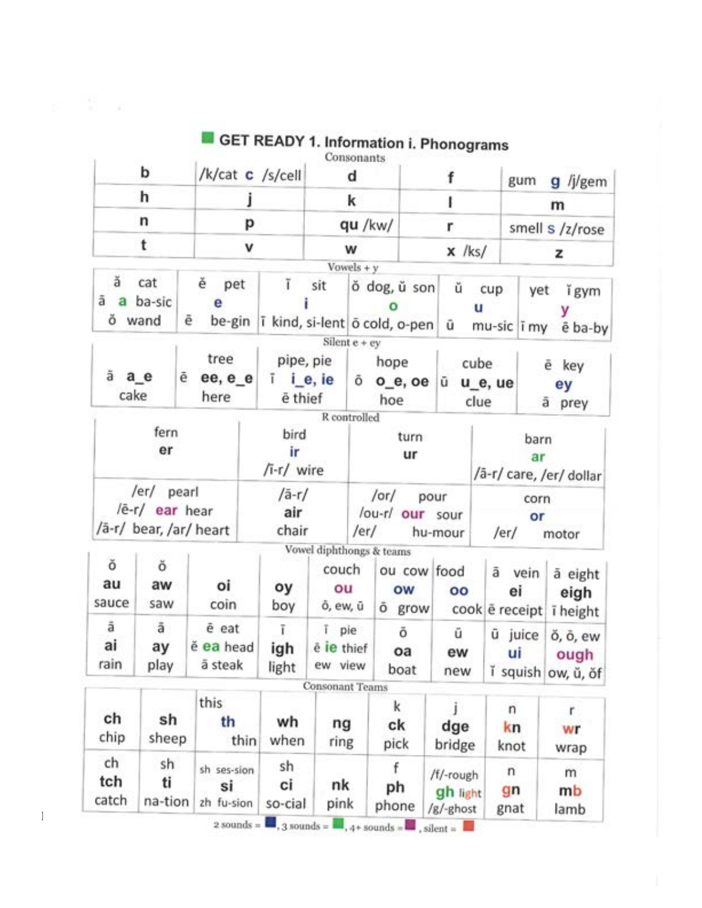## GET READY 1. Information i. Phonograms

**Consonants**

| | | | | |
|---|---|---|---|---|
| b | /k/cat **c** /s/cell | d | f | gum **g** /j/gem |
| h | j | k | l | m |
| n | p | qu /kw/ | r | smell **s** /z/rose |
| t | v | w | x /ks/ | z |

**Vowels + y**

| | | | | | |
|---|---|---|---|---|---|
| ă cat<br>ā **a** ba-sic<br>ŏ wand | ĕ pet<br>**e**<br>ē be-gin | ĭ sit<br>**i**<br>ī kind, si-lent | ŏ dog, ŭ son<br>**o**<br>ō cold, o-pen | ŭ cup<br>**u**<br>ū mu-sic | yet ĭ gym<br>**y**<br>ī my ē ba-by |

**Silent e + ey**

| | | | | | |
|---|---|---|---|---|---|
| ā **a_e**<br>cake | tree<br>ē **ee, e_e**<br>here | pipe, pie<br>ī **i_e, ie**<br>ē thief | hope<br>ō **o_e, oe**<br>hoe | cube<br>ū **u_e, ue**<br>clue | ē key<br>**ey**<br>ā prey |

**R controlled**

| | | | |
|---|---|---|---|
| fern<br>**er** | bird<br>**ir**<br>/ī-r/ wire | turn<br>**ur** | barn<br>**ar**<br>/ā-r/ care, /er/ dollar |
| /er/ pearl<br>/ē-r/ **ear** hear<br>/ā-r/ bear, /ar/ heart | /ā-r/<br>**air**<br>chair | /or/ pour<br>/ou-r/ **our** sour<br>/er/ hu-mour | corn<br>**or**<br>/er/ motor |

**Vowel diphthongs & teams**

| | | | | | | | | |
|---|---|---|---|---|---|---|---|---|
| ŏ<br>**au**<br>sauce | ŏ<br>**aw**<br>saw | **oi**<br>coin | **oy**<br>boy | couch<br>**ou**<br>ō, ew, ŭ | ou cow<br>**ow**<br>ō grow | food<br>**oo**<br>cook | ā vein<br>**ei**<br>ē receipt | ā eight<br>**eigh**<br>ī height |
| ā<br>**ai**<br>rain | ā<br>**ay**<br>play | ē eat<br>ĕ **ea** head<br>ā steak | ī<br>**igh**<br>light | ī pie<br>ē **ie** thief<br>ew view | ō<br>**oa**<br>boat | ū<br>**ew**<br>new | ū juice<br>**ui**<br>ĭ squish | ŏ, ō, ew<br>**ough**<br>ow, ŭ, ŏf |

**Consonant Teams**

| | | | | | | | | |
|---|---|---|---|---|---|---|---|---|
| **ch**<br>chip | **sh**<br>sheep | this<br>**th**<br>thin | **wh**<br>when | **ng**<br>ring | k<br>**ck**<br>pick | j<br>**dge**<br>bridge | n<br>**kn**<br>knot | r<br>**wr**<br>wrap |
| ch<br>**tch**<br>catch | sh<br>**ti**<br>na-tion | sh ses-sion<br>**si**<br>zh fu-sion | sh<br>**ci**<br>so-cial | **nk**<br>pink | f<br>**ph**<br>phone | /f/-rough<br>**gh** light<br>/g/-ghost | n<br>**gn**<br>gnat | m<br>**mb**<br>lamb |

2 sounds = ■, 3 sounds = ■, 4+ sounds = ■, silent = ■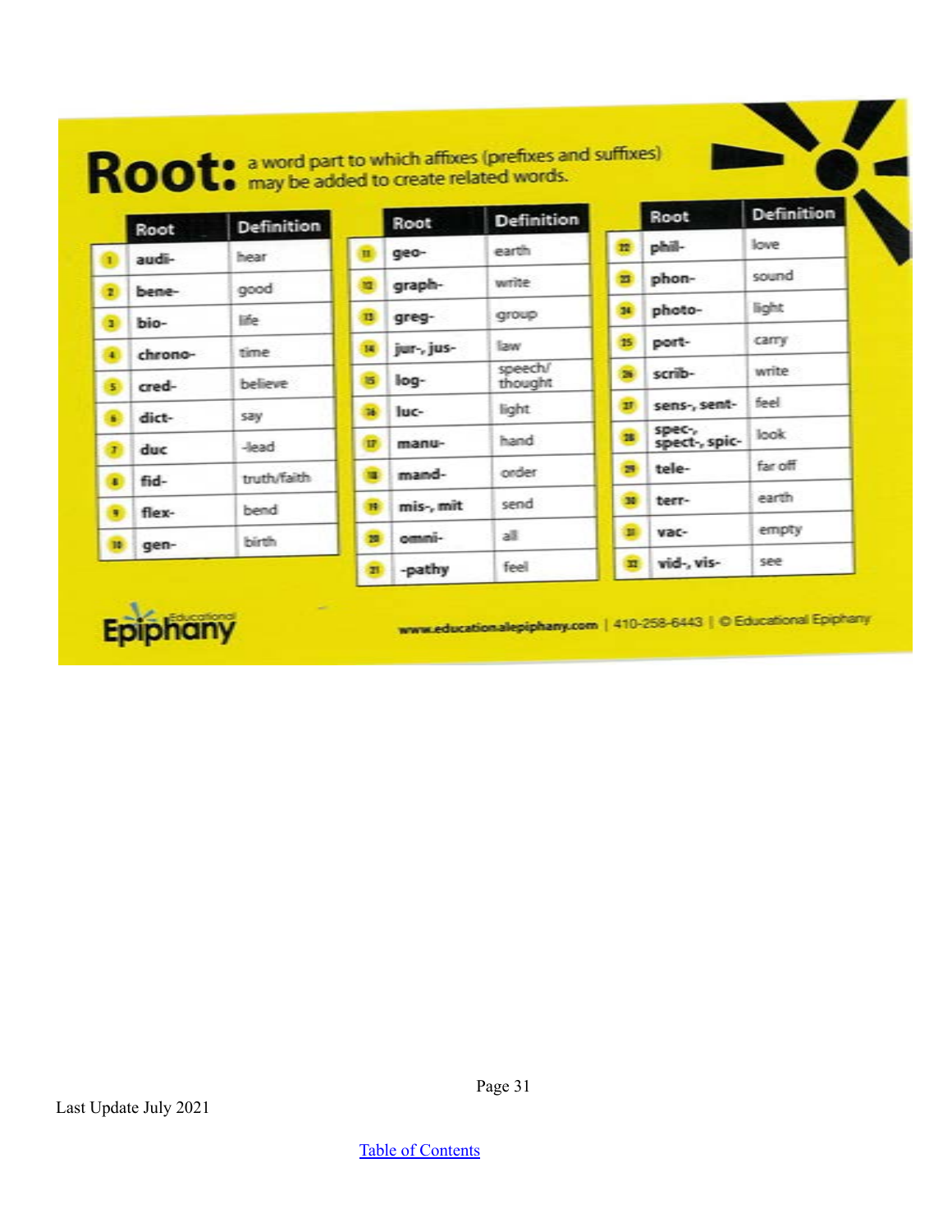# Root: a word part to which affixes (prefixes and suffixes) may be added to create related words.

| # | Root | Definition |
|---|---|---|
| 1 | audi- | hear |
| 2 | bene- | good |
| 3 | bio- | life |
| 4 | chrono- | time |
| 5 | cred- | believe |
| 6 | dict- | say |
| 7 | duc | lead |
| 8 | fid- | truth/faith |
| 9 | flex- | bend |
| 10 | gen- | birth |
| 11 | geo- | earth |
| 12 | graph- | write |
| 13 | greg- | group |
| 14 | jur-, jus- | law |
| 15 | log- | speech/ thought |
| 16 | luc- | light |
| 17 | manu- | hand |
| 18 | mand- | order |
| 19 | mis-, mit | send |
| 20 | omni- | all |
| 21 | -pathy | feel |
| 22 | phil- | love |
| 23 | phon- | sound |
| 24 | photo- | light |
| 25 | port- | carry |
| 26 | scrib- | write |
| 27 | sens-, sent- | feel |
| 28 | spec-, spect-, spic- | look |
| 29 | tele- | far off |
| 30 | terr- | earth |
| 31 | vac- | empty |
| 32 | vid-, vis- | see |

Educational Epiphany

www.educationalepiphany.com | 410-258-6443 | © Educational Epiphany

Last Update July 2021

Table of Contents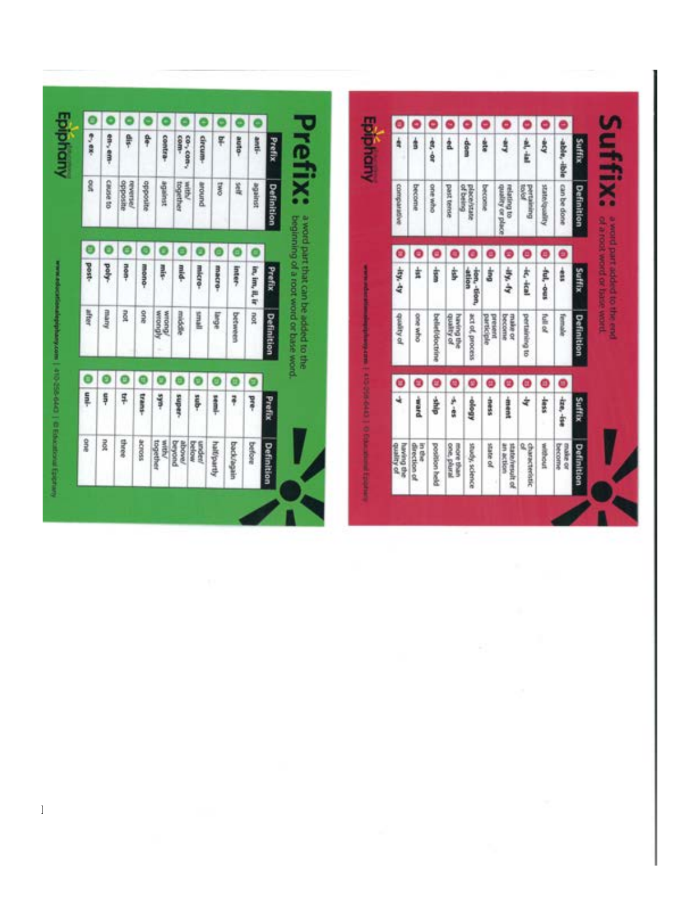# Suffix:

a word part added to the end of a root word or base word.

| | Suffix | Definition |
|---|---|---|
| 1 | -able, -ible | can be done |
| 2 | -acy | state/quality |
| 3 | -al, -ial | pertaining to/of |
| 4 | -ary | relating to quality or place |
| 5 | -ate | become |
| 6 | -dom | place/state of being |
| 7 | -ed | past tense |
| 8 | -er, -or | one who |
| 9 | -en | become |
| 10 | -er | comparative |

| | Suffix | Definition |
|---|---|---|
| 11 | -ess | female |
| 12 | -ful, -ous | full of |
| 13 | -ic, -ical | pertaining to |
| 14 | -ify, -fy | make or become |
| 15 | -ing | present participle |
| 16 | -ion, -tion, -ation | act of, process |
| 17 | -ish | having the quality of |
| 18 | -ism | belief/doctrine |
| 19 | -ist | one who |
| 20 | -ity, -ty | quality of |

| | Suffix | Definition |
|---|---|---|
| 21 | -ize, -ise | make or become |
| 22 | -less | without |
| 23 | -ly | characteristic of |
| 24 | -ment | state/result of an action |
| 25 | -ness | state of |
| 26 | -ology | study, science |
| 27 | -s, -es | more than one, plural |
| 28 | -ship | position held |
| 29 | -ward | in the direction of |
| 30 | -y | having the quality of |

Epiphany

www.educationalepiphany.com | 410-258-6443 | © Educational Epiphany

# Prefix:

a word part that can be added to the beginning of a root word or base word.

| | Prefix | Definition |
|---|---|---|
| 1 | anti- | against |
| 2 | auto- | self |
| 3 | bi- | two |
| 4 | circum- | around |
| 5 | co-, con-, com- | with/together |
| 6 | contra- | against |
| 7 | de- | opposite |
| 8 | dis- | reverse/opposite |
| 9 | en-, em- | cause to |
| 10 | e-, ex- | out |

| | Prefix | Definition |
|---|---|---|
| 11 | in, im, il, ir | not |
| 12 | inter- | between |
| 13 | macro- | large |
| 14 | micro- | small |
| 15 | mid- | middle |
| 16 | mis- | wrong/wrongly |
| 17 | mono- | one |
| 18 | non- | not |
| 19 | poly- | many |
| 20 | post- | after |

| | Prefix | Definition |
|---|---|---|
| 21 | pre- | before |
| 22 | re- | back/again |
| 23 | semi- | half/partly |
| 24 | sub- | under/below |
| 25 | super- | above/beyond |
| 26 | syn- | with/together |
| 27 | trans- | across |
| 28 | tri- | three |
| 29 | un- | not |
| 30 | uni- | one |

Epiphany

www.educationalepiphany.com | 410-258-6443 | © Educational Epiphany